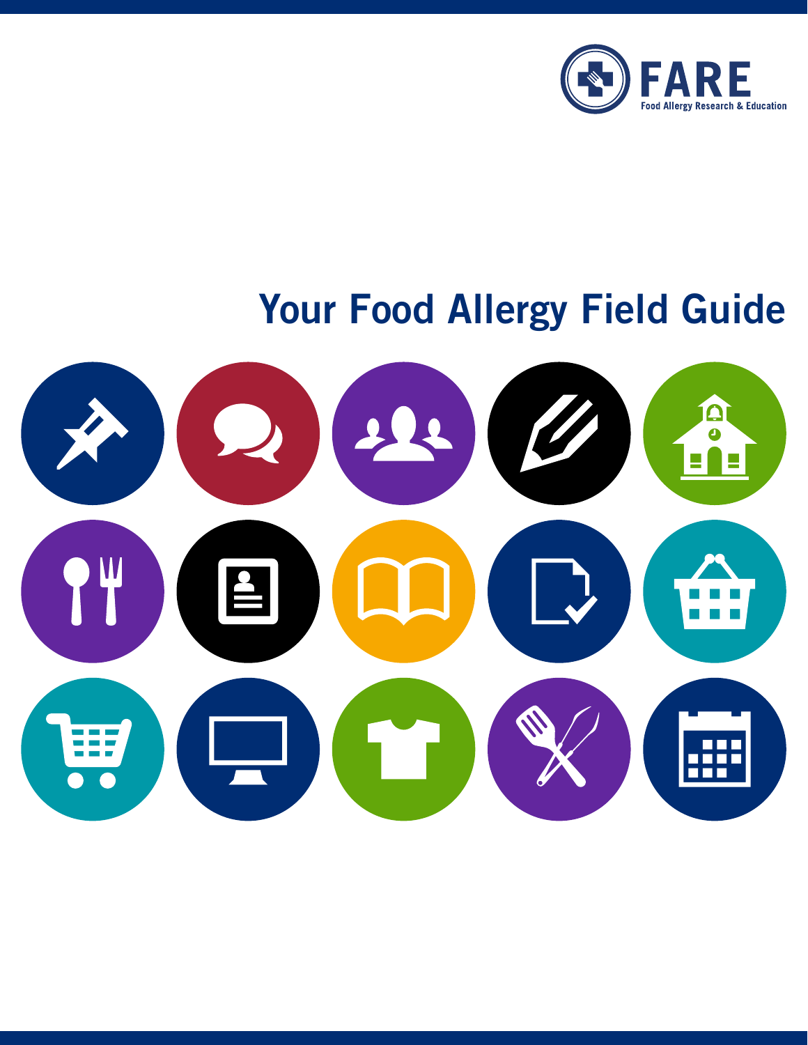FARE

Food Allergy Research & Education

# Your Food Allergy Field Guide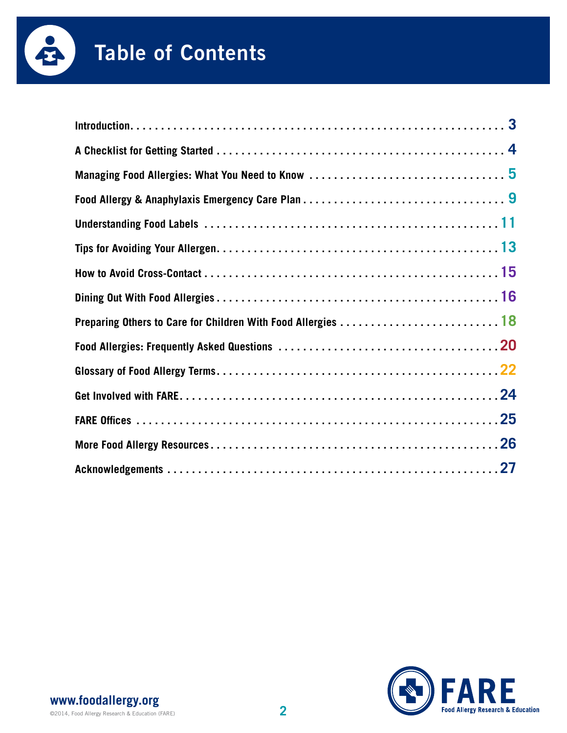# Table of Contents

| | |
|---|---|
| Introduction | 3 |
| A Checklist for Getting Started | 4 |
| Managing Food Allergies: What You Need to Know | 5 |
| Food Allergy & Anaphylaxis Emergency Care Plan | 9 |
| Understanding Food Labels | 11 |
| Tips for Avoiding Your Allergen | 13 |
| How to Avoid Cross-Contact | 15 |
| Dining Out With Food Allergies | 16 |
| Preparing Others to Care for Children With Food Allergies | 18 |
| Food Allergies: Frequently Asked Questions | 20 |
| Glossary of Food Allergy Terms | 22 |
| Get Involved with FARE | 24 |
| FARE Offices | 25 |
| More Food Allergy Resources | 26 |
| Acknowledgements | 27 |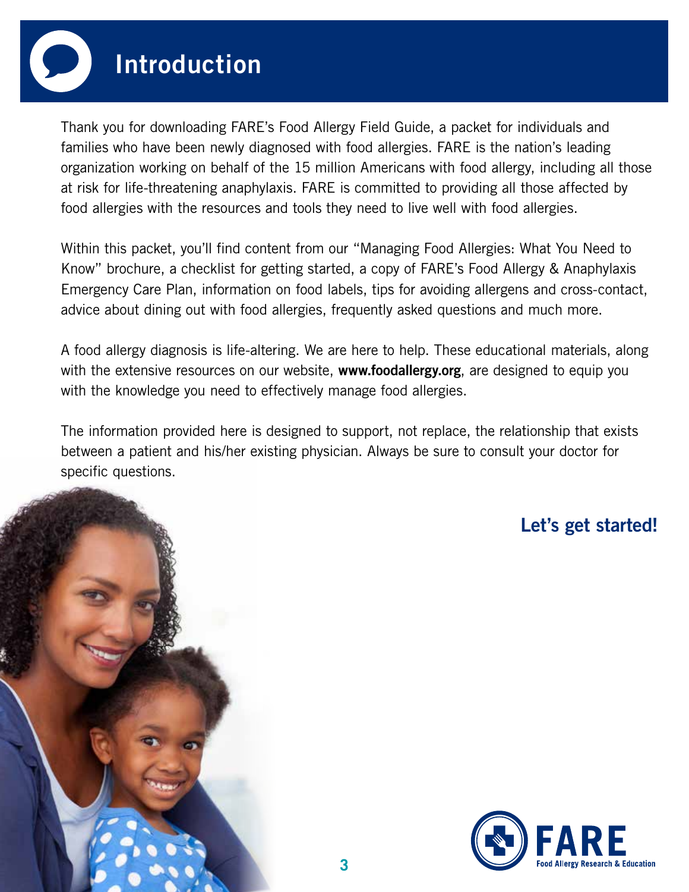# Introduction

Thank you for downloading FARE's Food Allergy Field Guide, a packet for individuals and families who have been newly diagnosed with food allergies. FARE is the nation's leading organization working on behalf of the 15 million Americans with food allergy, including all those at risk for life-threatening anaphylaxis. FARE is committed to providing all those affected by food allergies with the resources and tools they need to live well with food allergies.

Within this packet, you'll find content from our "Managing Food Allergies: What You Need to Know" brochure, a checklist for getting started, a copy of FARE's Food Allergy & Anaphylaxis Emergency Care Plan, information on food labels, tips for avoiding allergens and cross-contact, advice about dining out with food allergies, frequently asked questions and much more.

A food allergy diagnosis is life-altering. We are here to help. These educational materials, along with the extensive resources on our website, **www.foodallergy.org**, are designed to equip you with the knowledge you need to effectively manage food allergies.

The information provided here is designed to support, not replace, the relationship that exists between a patient and his/her existing physician. Always be sure to consult your doctor for specific questions.

**Let's get started!**

FARE
Food Allergy Research & Education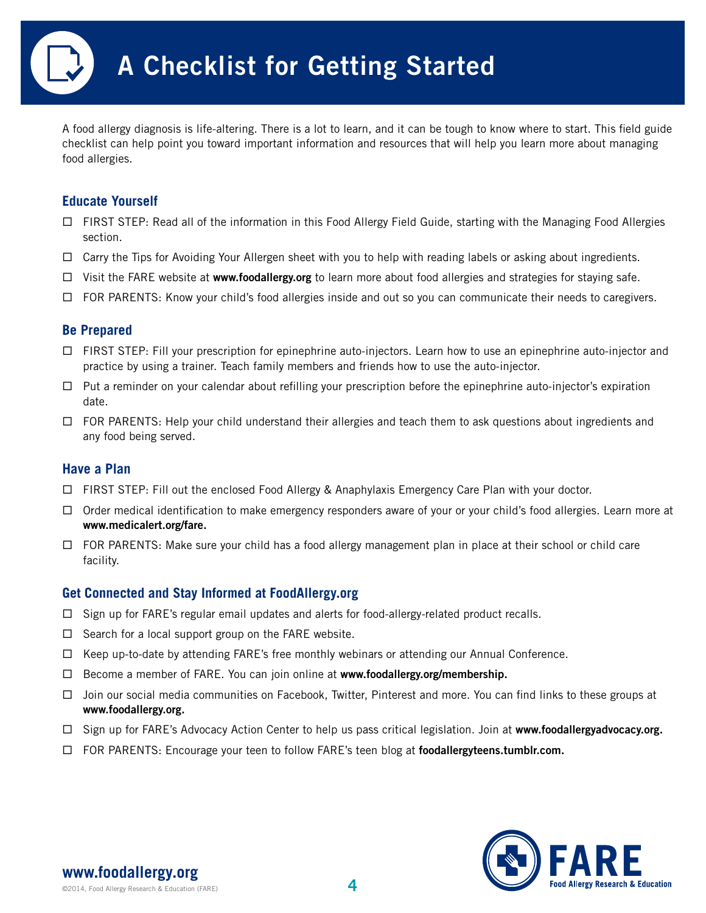# A Checklist for Getting Started

A food allergy diagnosis is life-altering. There is a lot to learn, and it can be tough to know where to start. This field guide checklist can help point you toward important information and resources that will help you learn more about managing food allergies.

## Educate Yourself

- ☐ FIRST STEP: Read all of the information in this Food Allergy Field Guide, starting with the Managing Food Allergies section.
- ☐ Carry the Tips for Avoiding Your Allergen sheet with you to help with reading labels or asking about ingredients.
- ☐ Visit the FARE website at **www.foodallergy.org** to learn more about food allergies and strategies for staying safe.
- ☐ FOR PARENTS: Know your child's food allergies inside and out so you can communicate their needs to caregivers.

## Be Prepared

- ☐ FIRST STEP: Fill your prescription for epinephrine auto-injectors. Learn how to use an epinephrine auto-injector and practice by using a trainer. Teach family members and friends how to use the auto-injector.
- ☐ Put a reminder on your calendar about refilling your prescription before the epinephrine auto-injector's expiration date.
- ☐ FOR PARENTS: Help your child understand their allergies and teach them to ask questions about ingredients and any food being served.

## Have a Plan

- ☐ FIRST STEP: Fill out the enclosed Food Allergy & Anaphylaxis Emergency Care Plan with your doctor.
- ☐ Order medical identification to make emergency responders aware of your or your child's food allergies. Learn more at **www.medicalert.org/fare.**
- ☐ FOR PARENTS: Make sure your child has a food allergy management plan in place at their school or child care facility.

## Get Connected and Stay Informed at FoodAllergy.org

- ☐ Sign up for FARE's regular email updates and alerts for food-allergy-related product recalls.
- ☐ Search for a local support group on the FARE website.
- ☐ Keep up-to-date by attending FARE's free monthly webinars or attending our Annual Conference.
- ☐ Become a member of FARE. You can join online at **www.foodallergy.org/membership.**
- ☐ Join our social media communities on Facebook, Twitter, Pinterest and more. You can find links to these groups at **www.foodallergy.org.**
- ☐ Sign up for FARE's Advocacy Action Center to help us pass critical legislation. Join at **www.foodallergyadvocacy.org.**
- ☐ FOR PARENTS: Encourage your teen to follow FARE's teen blog at **foodallergyteens.tumblr.com.**

**www.foodallergy.org**

©2014, Food Allergy Research & Education (FARE)

FARE Food Allergy Research & Education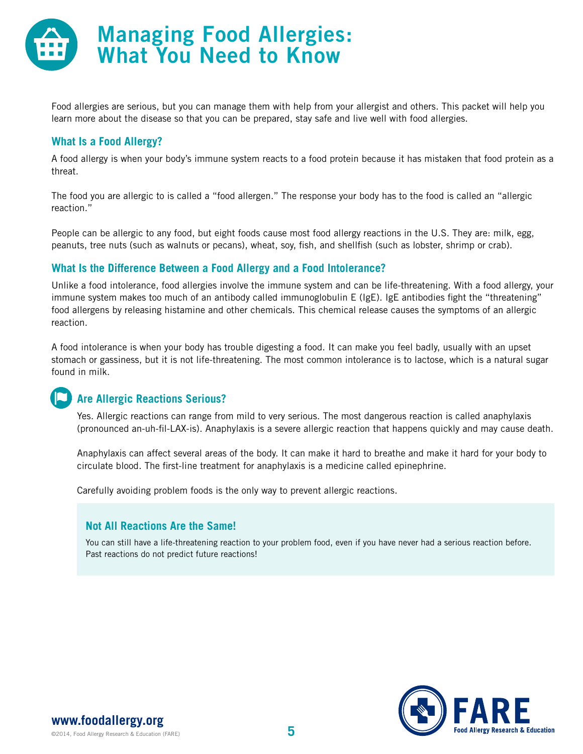# Managing Food Allergies: What You Need to Know

Food allergies are serious, but you can manage them with help from your allergist and others. This packet will help you learn more about the disease so that you can be prepared, stay safe and live well with food allergies.

## What Is a Food Allergy?

A food allergy is when your body's immune system reacts to a food protein because it has mistaken that food protein as a threat.

The food you are allergic to is called a "food allergen." The response your body has to the food is called an "allergic reaction."

People can be allergic to any food, but eight foods cause most food allergy reactions in the U.S. They are: milk, egg, peanuts, tree nuts (such as walnuts or pecans), wheat, soy, fish, and shellfish (such as lobster, shrimp or crab).

## What Is the Difference Between a Food Allergy and a Food Intolerance?

Unlike a food intolerance, food allergies involve the immune system and can be life-threatening. With a food allergy, your immune system makes too much of an antibody called immunoglobulin E (IgE). IgE antibodies fight the "threatening" food allergens by releasing histamine and other chemicals. This chemical release causes the symptoms of an allergic reaction.

A food intolerance is when your body has trouble digesting a food. It can make you feel badly, usually with an upset stomach or gassiness, but it is not life-threatening. The most common intolerance is to lactose, which is a natural sugar found in milk.

## Are Allergic Reactions Serious?

Yes. Allergic reactions can range from mild to very serious. The most dangerous reaction is called anaphylaxis (pronounced an-uh-fil-LAX-is). Anaphylaxis is a severe allergic reaction that happens quickly and may cause death.

Anaphylaxis can affect several areas of the body. It can make it hard to breathe and make it hard for your body to circulate blood. The first-line treatment for anaphylaxis is a medicine called epinephrine.

Carefully avoiding problem foods is the only way to prevent allergic reactions.

### Not All Reactions Are the Same!

You can still have a life-threatening reaction to your problem food, even if you have never had a serious reaction before. Past reactions do not predict future reactions!

**www.foodallergy.org**

©2014, Food Allergy Research & Education (FARE)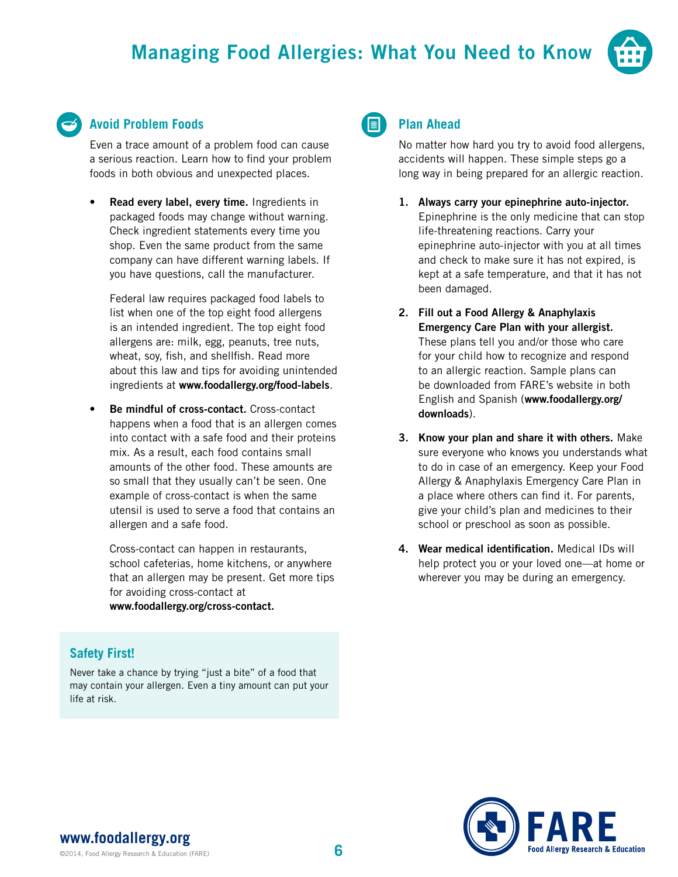# Managing Food Allergies: What You Need to Know

## Avoid Problem Foods

Even a trace amount of a problem food can cause a serious reaction. Learn how to find your problem foods in both obvious and unexpected places.

- **Read every label, every time.** Ingredients in packaged foods may change without warning. Check ingredient statements every time you shop. Even the same product from the same company can have different warning labels. If you have questions, call the manufacturer.

  Federal law requires packaged food labels to list when one of the top eight food allergens is an intended ingredient. The top eight food allergens are: milk, egg, peanuts, tree nuts, wheat, soy, fish, and shellfish. Read more about this law and tips for avoiding unintended ingredients at **www.foodallergy.org/food-labels**.

- **Be mindful of cross-contact.** Cross-contact happens when a food that is an allergen comes into contact with a safe food and their proteins mix. As a result, each food contains small amounts of the other food. These amounts are so small that they usually can't be seen. One example of cross-contact is when the same utensil is used to serve a food that contains an allergen and a safe food.

  Cross-contact can happen in restaurants, school cafeterias, home kitchens, or anywhere that an allergen may be present. Get more tips for avoiding cross-contact at **www.foodallergy.org/cross-contact.**

### Safety First!

Never take a chance by trying "just a bite" of a food that may contain your allergen. Even a tiny amount can put your life at risk.

## Plan Ahead

No matter how hard you try to avoid food allergens, accidents will happen. These simple steps go a long way in being prepared for an allergic reaction.

1. **Always carry your epinephrine auto-injector.** Epinephrine is the only medicine that can stop life-threatening reactions. Carry your epinephrine auto-injector with you at all times and check to make sure it has not expired, is kept at a safe temperature, and that it has not been damaged.
2. **Fill out a Food Allergy & Anaphylaxis Emergency Care Plan with your allergist.** These plans tell you and/or those who care for your child how to recognize and respond to an allergic reaction. Sample plans can be downloaded from FARE's website in both English and Spanish (**www.foodallergy.org/downloads**).
3. **Know your plan and share it with others.** Make sure everyone who knows you understands what to do in case of an emergency. Keep your Food Allergy & Anaphylaxis Emergency Care Plan in a place where others can find it. For parents, give your child's plan and medicines to their school or preschool as soon as possible.
4. **Wear medical identification.** Medical IDs will help protect you or your loved one—at home or wherever you may be during an emergency.

www.foodallergy.org

©2014, Food Allergy Research & Education (FARE)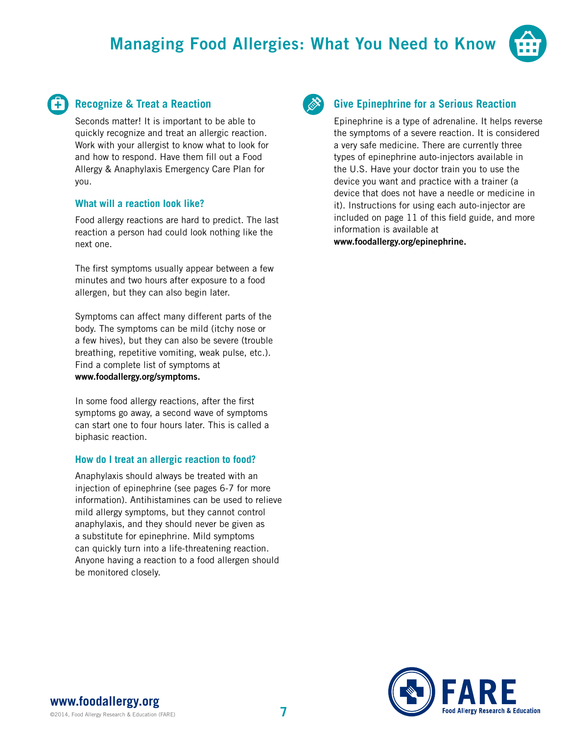## Recognize & Treat a Reaction

Seconds matter! It is important to be able to quickly recognize and treat an allergic reaction. Work with your allergist to know what to look for and how to respond. Have them fill out a Food Allergy & Anaphylaxis Emergency Care Plan for you.

### What will a reaction look like?

Food allergy reactions are hard to predict. The last reaction a person had could look nothing like the next one.

The first symptoms usually appear between a few minutes and two hours after exposure to a food allergen, but they can also begin later.

Symptoms can affect many different parts of the body. The symptoms can be mild (itchy nose or a few hives), but they can also be severe (trouble breathing, repetitive vomiting, weak pulse, etc.). Find a complete list of symptoms at **www.foodallergy.org/symptoms.**

In some food allergy reactions, after the first symptoms go away, a second wave of symptoms can start one to four hours later. This is called a biphasic reaction.

### How do I treat an allergic reaction to food?

Anaphylaxis should always be treated with an injection of epinephrine (see pages 6-7 for more information). Antihistamines can be used to relieve mild allergy symptoms, but they cannot control anaphylaxis, and they should never be given as a substitute for epinephrine. Mild symptoms can quickly turn into a life-threatening reaction. Anyone having a reaction to a food allergen should be monitored closely.

## Give Epinephrine for a Serious Reaction

Epinephrine is a type of adrenaline. It helps reverse the symptoms of a severe reaction. It is considered a very safe medicine. There are currently three types of epinephrine auto-injectors available in the U.S. Have your doctor train you to use the device you want and practice with a trainer (a device that does not have a needle or medicine in it). Instructions for using each auto-injector are included on page 11 of this field guide, and more information is available at **www.foodallergy.org/epinephrine.**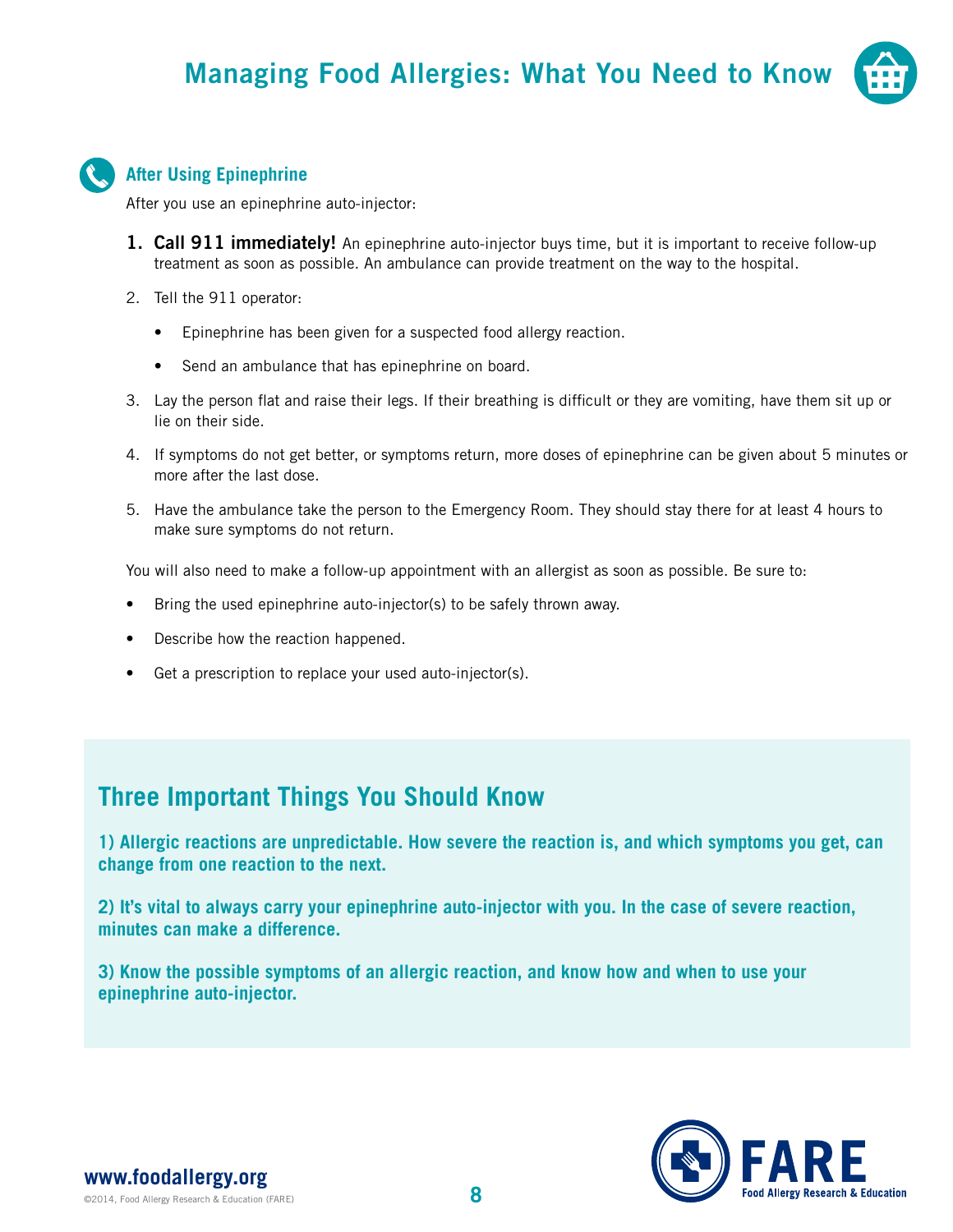## After Using Epinephrine

After you use an epinephrine auto-injector:

1. **Call 911 immediately!** An epinephrine auto-injector buys time, but it is important to receive follow-up treatment as soon as possible. An ambulance can provide treatment on the way to the hospital.
2. Tell the 911 operator:
   - Epinephrine has been given for a suspected food allergy reaction.
   - Send an ambulance that has epinephrine on board.
3. Lay the person flat and raise their legs. If their breathing is difficult or they are vomiting, have them sit up or lie on their side.
4. If symptoms do not get better, or symptoms return, more doses of epinephrine can be given about 5 minutes or more after the last dose.
5. Have the ambulance take the person to the Emergency Room. They should stay there for at least 4 hours to make sure symptoms do not return.

You will also need to make a follow-up appointment with an allergist as soon as possible. Be sure to:

- Bring the used epinephrine auto-injector(s) to be safely thrown away.
- Describe how the reaction happened.
- Get a prescription to replace your used auto-injector(s).

## Three Important Things You Should Know

**1) Allergic reactions are unpredictable. How severe the reaction is, and which symptoms you get, can change from one reaction to the next.**

**2) It's vital to always carry your epinephrine auto-injector with you. In the case of severe reaction, minutes can make a difference.**

**3) Know the possible symptoms of an allergic reaction, and know how and when to use your epinephrine auto-injector.**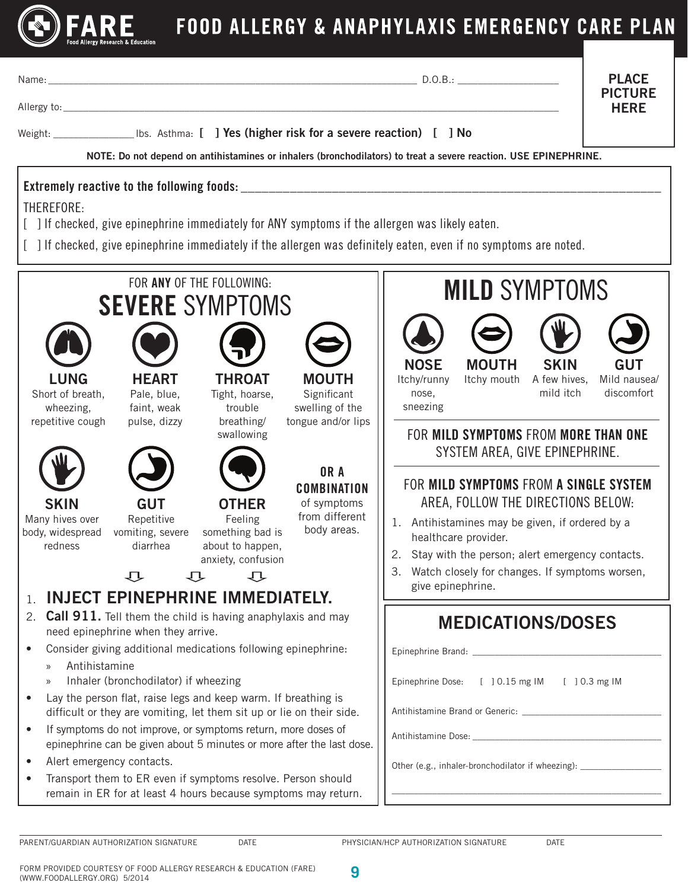FARE
Food Allergy Research & Education

# FOOD ALLERGY & ANAPHYLAXIS EMERGENCY CARE PLAN

Name: ______________________________________________ D.O.B.: ______________

Allergy to: ______________________________________________________________

Weight: ____________ lbs. Asthma: [ ] Yes (higher risk for a severe reaction) [ ] No

PLACE PICTURE HERE

**NOTE: Do not depend on antihistamines or inhalers (bronchodilators) to treat a severe reaction. USE EPINEPHRINE.**

**Extremely reactive to the following foods:** ______________________________________________

THEREFORE:

[ ] If checked, give epinephrine immediately for ANY symptoms if the allergen was likely eaten.

[ ] If checked, give epinephrine immediately if the allergen was definitely eaten, even if no symptoms are noted.

FOR **ANY** OF THE FOLLOWING:

## SEVERE SYMPTOMS

**LUNG**
Short of breath, wheezing, repetitive cough

**HEART**
Pale, blue, faint, weak pulse, dizzy

**THROAT**
Tight, hoarse, trouble breathing/ swallowing

**MOUTH**
Significant swelling of the tongue and/or lips

**SKIN**
Many hives over body, widespread redness

**GUT**
Repetitive vomiting, severe diarrhea

**OTHER**
Feeling something bad is about to happen, anxiety, confusion

**OR A COMBINATION** of symptoms from different body areas.

1. **INJECT EPINEPHRINE IMMEDIATELY.**
2. **Call 911.** Tell them the child is having anaphylaxis and may need epinephrine when they arrive.

- Consider giving additional medications following epinephrine:
  - Antihistamine
  - Inhaler (bronchodilator) if wheezing
- Lay the person flat, raise legs and keep warm. If breathing is difficult or they are vomiting, let them sit up or lie on their side.
- If symptoms do not improve, or symptoms return, more doses of epinephrine can be given about 5 minutes or more after the last dose.
- Alert emergency contacts.
- Transport them to ER even if symptoms resolve. Person should remain in ER for at least 4 hours because symptoms may return.

## MILD SYMPTOMS

**NOSE**
Itchy/runny nose, sneezing

**MOUTH**
Itchy mouth

**SKIN**
A few hives, mild itch

**GUT**
Mild nausea/ discomfort

FOR **MILD SYMPTOMS** FROM **MORE THAN ONE** SYSTEM AREA, GIVE EPINEPHRINE.

FOR **MILD SYMPTOMS** FROM **A SINGLE SYSTEM** AREA, FOLLOW THE DIRECTIONS BELOW:

1. Antihistamines may be given, if ordered by a healthcare provider.
2. Stay with the person; alert emergency contacts.
3. Watch closely for changes. If symptoms worsen, give epinephrine.

## MEDICATIONS/DOSES

Epinephrine Brand: ______________________________

Epinephrine Dose: [ ] 0.15 mg IM [ ] 0.3 mg IM

Antihistamine Brand or Generic: ______________________________

Antihistamine Dose: ______________________________

Other (e.g., inhaler-bronchodilator if wheezing): ______________________________

______________________________________________

PARENT/GUARDIAN AUTHORIZATION SIGNATURE DATE PHYSICIAN/HCP AUTHORIZATION SIGNATURE DATE

FORM PROVIDED COURTESY OF FOOD ALLERGY RESEARCH & EDUCATION (FARE) (WWW.FOODALLERGY.ORG) 5/2014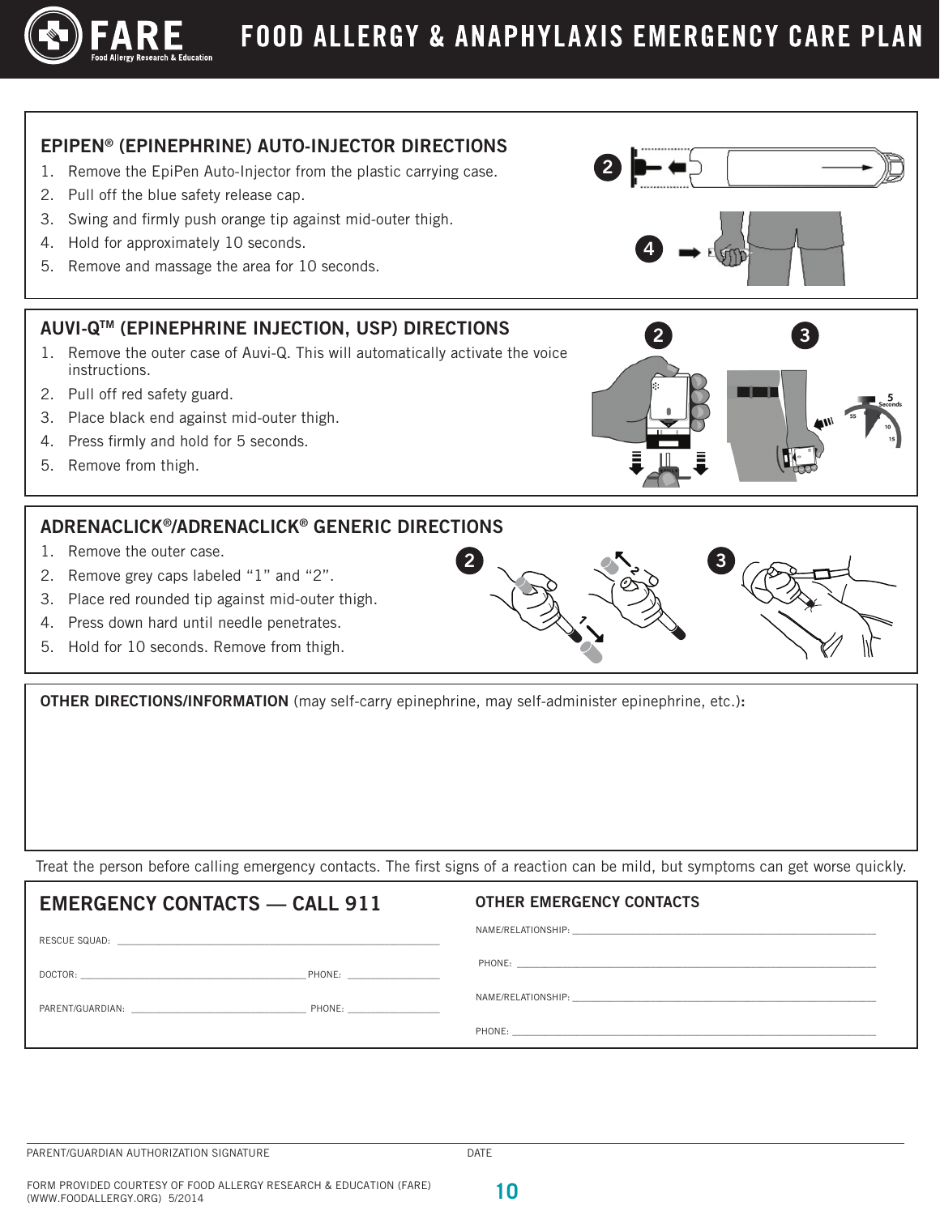# FARE
Food Allergy Research & Education

# FOOD ALLERGY & ANAPHYLAXIS EMERGENCY CARE PLAN

## EPIPEN® (EPINEPHRINE) AUTO-INJECTOR DIRECTIONS

1. Remove the EpiPen Auto-Injector from the plastic carrying case.
2. Pull off the blue safety release cap.
3. Swing and firmly push orange tip against mid-outer thigh.
4. Hold for approximately 10 seconds.
5. Remove and massage the area for 10 seconds.

## AUVI-Q™ (EPINEPHRINE INJECTION, USP) DIRECTIONS

1. Remove the outer case of Auvi-Q. This will automatically activate the voice instructions.
2. Pull off red safety guard.
3. Place black end against mid-outer thigh.
4. Press firmly and hold for 5 seconds.
5. Remove from thigh.

## ADRENACLICK®/ADRENACLICK® GENERIC DIRECTIONS

1. Remove the outer case.
2. Remove grey caps labeled “1” and “2”.
3. Place red rounded tip against mid-outer thigh.
4. Press down hard until needle penetrates.
5. Hold for 10 seconds. Remove from thigh.

**OTHER DIRECTIONS/INFORMATION** (may self-carry epinephrine, may self-administer epinephrine, etc.)**:**

Treat the person before calling emergency contacts. The first signs of a reaction can be mild, but symptoms can get worse quickly.

## EMERGENCY CONTACTS — CALL 911

RESCUE SQUAD: ______________________

DOCTOR: ______________________ PHONE: ______________________

PARENT/GUARDIAN: ______________________ PHONE: ______________________

## OTHER EMERGENCY CONTACTS

NAME/RELATIONSHIP: ______________________

PHONE: ______________________

NAME/RELATIONSHIP: ______________________

PHONE: ______________________

PARENT/GUARDIAN AUTHORIZATION SIGNATURE ______________________ DATE ______________________

FORM PROVIDED COURTESY OF FOOD ALLERGY RESEARCH & EDUCATION (FARE) (WWW.FOODALLERGY.ORG) 5/2014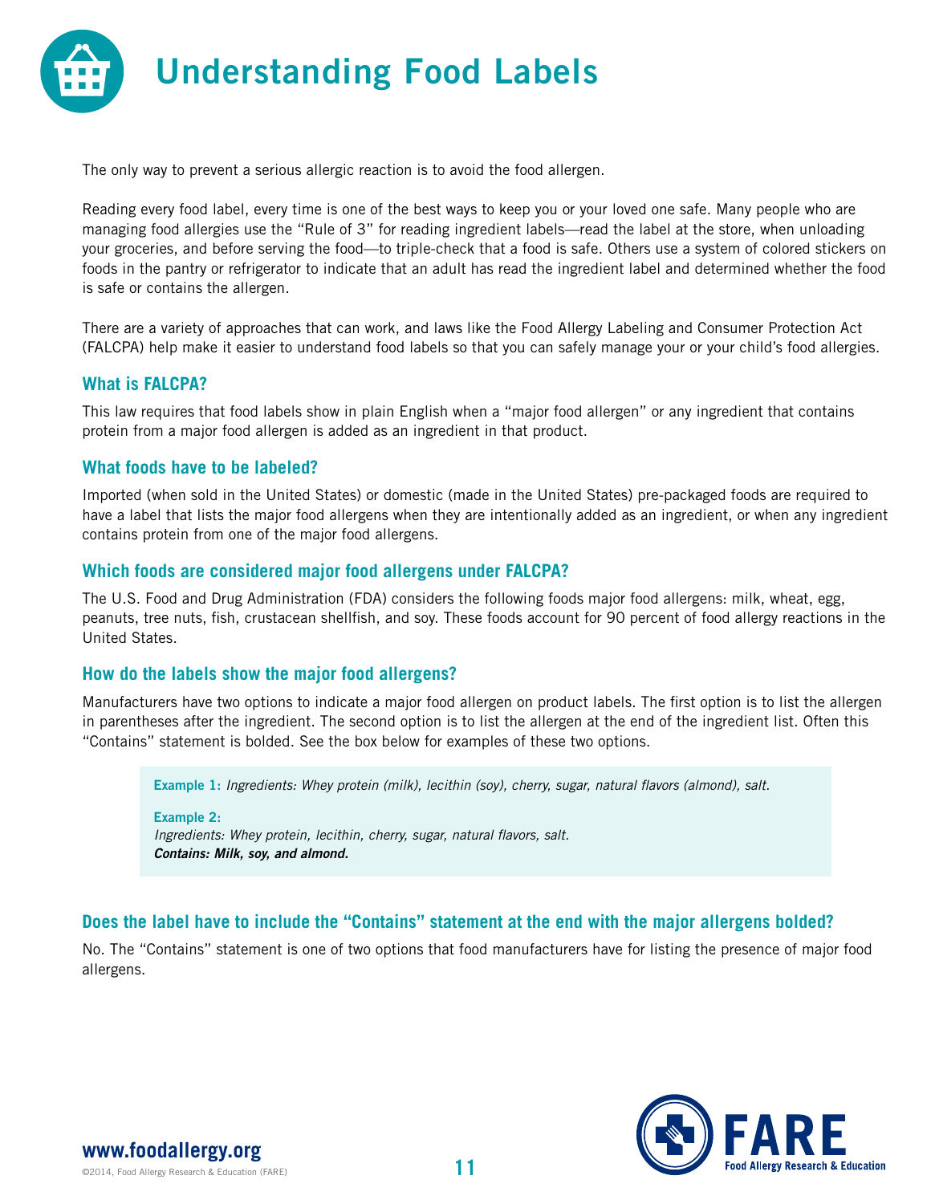# Understanding Food Labels

The only way to prevent a serious allergic reaction is to avoid the food allergen.

Reading every food label, every time is one of the best ways to keep you or your loved one safe. Many people who are managing food allergies use the "Rule of 3" for reading ingredient labels—read the label at the store, when unloading your groceries, and before serving the food—to triple-check that a food is safe. Others use a system of colored stickers on foods in the pantry or refrigerator to indicate that an adult has read the ingredient label and determined whether the food is safe or contains the allergen.

There are a variety of approaches that can work, and laws like the Food Allergy Labeling and Consumer Protection Act (FALCPA) help make it easier to understand food labels so that you can safely manage your or your child's food allergies.

### What is FALCPA?

This law requires that food labels show in plain English when a "major food allergen" or any ingredient that contains protein from a major food allergen is added as an ingredient in that product.

### What foods have to be labeled?

Imported (when sold in the United States) or domestic (made in the United States) pre-packaged foods are required to have a label that lists the major food allergens when they are intentionally added as an ingredient, or when any ingredient contains protein from one of the major food allergens.

### Which foods are considered major food allergens under FALCPA?

The U.S. Food and Drug Administration (FDA) considers the following foods major food allergens: milk, wheat, egg, peanuts, tree nuts, fish, crustacean shellfish, and soy. These foods account for 90 percent of food allergy reactions in the United States.

### How do the labels show the major food allergens?

Manufacturers have two options to indicate a major food allergen on product labels. The first option is to list the allergen in parentheses after the ingredient. The second option is to list the allergen at the end of the ingredient list. Often this "Contains" statement is bolded. See the box below for examples of these two options.

> **Example 1:** *Ingredients: Whey protein (milk), lecithin (soy), cherry, sugar, natural flavors (almond), salt.*
>
> **Example 2:**
> *Ingredients: Whey protein, lecithin, cherry, sugar, natural flavors, salt.*
> ***Contains: Milk, soy, and almond.***

### Does the label have to include the "Contains" statement at the end with the major allergens bolded?

No. The "Contains" statement is one of two options that food manufacturers have for listing the presence of major food allergens.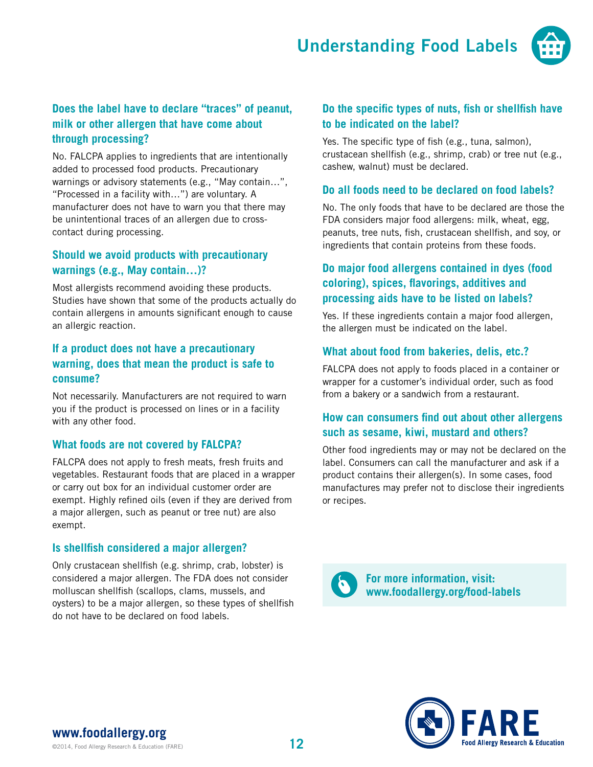# Understanding Food Labels

### Does the label have to declare "traces" of peanut, milk or other allergen that have come about through processing?

No. FALCPA applies to ingredients that are intentionally added to processed food products. Precautionary warnings or advisory statements (e.g., "May contain…", "Processed in a facility with…") are voluntary. A manufacturer does not have to warn you that there may be unintentional traces of an allergen due to cross-contact during processing.

### Should we avoid products with precautionary warnings (e.g., May contain…)?

Most allergists recommend avoiding these products. Studies have shown that some of the products actually do contain allergens in amounts significant enough to cause an allergic reaction.

### If a product does not have a precautionary warning, does that mean the product is safe to consume?

Not necessarily. Manufacturers are not required to warn you if the product is processed on lines or in a facility with any other food.

### What foods are not covered by FALCPA?

FALCPA does not apply to fresh meats, fresh fruits and vegetables. Restaurant foods that are placed in a wrapper or carry out box for an individual customer order are exempt. Highly refined oils (even if they are derived from a major allergen, such as peanut or tree nut) are also exempt.

### Is shellfish considered a major allergen?

Only crustacean shellfish (e.g. shrimp, crab, lobster) is considered a major allergen. The FDA does not consider molluscan shellfish (scallops, clams, mussels, and oysters) to be a major allergen, so these types of shellfish do not have to be declared on food labels.

### Do the specific types of nuts, fish or shellfish have to be indicated on the label?

Yes. The specific type of fish (e.g., tuna, salmon), crustacean shellfish (e.g., shrimp, crab) or tree nut (e.g., cashew, walnut) must be declared.

### Do all foods need to be declared on food labels?

No. The only foods that have to be declared are those the FDA considers major food allergens: milk, wheat, egg, peanuts, tree nuts, fish, crustacean shellfish, and soy, or ingredients that contain proteins from these foods.

### Do major food allergens contained in dyes (food coloring), spices, flavorings, additives and processing aids have to be listed on labels?

Yes. If these ingredients contain a major food allergen, the allergen must be indicated on the label.

### What about food from bakeries, delis, etc.?

FALCPA does not apply to foods placed in a container or wrapper for a customer's individual order, such as food from a bakery or a sandwich from a restaurant.

### How can consumers find out about other allergens such as sesame, kiwi, mustard and others?

Other food ingredients may or may not be declared on the label. Consumers can call the manufacturer and ask if a product contains their allergen(s). In some cases, food manufactures may prefer not to disclose their ingredients or recipes.

**For more information, visit: www.foodallergy.org/food-labels**

**www.foodallergy.org**

©2014, Food Allergy Research & Education (FARE)

FARE Food Allergy Research & Education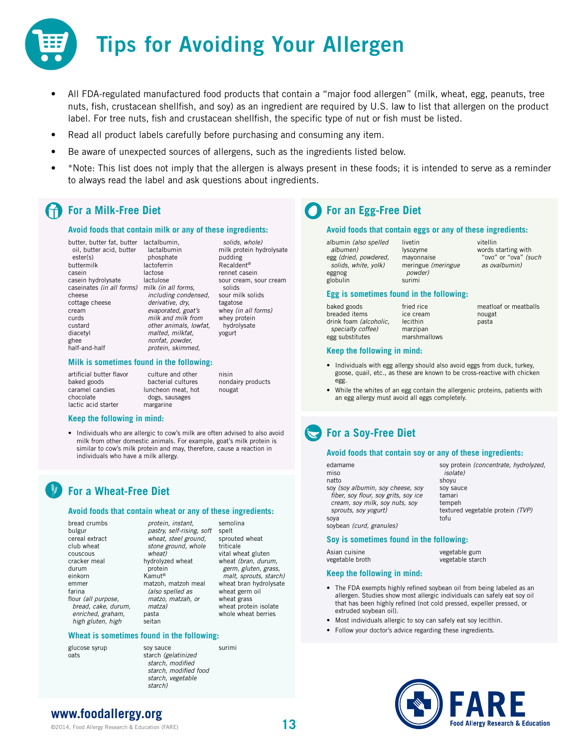# Tips for Avoiding Your Allergen

- All FDA-regulated manufactured food products that contain a "major food allergen" (milk, wheat, egg, peanuts, tree nuts, fish, crustacean shellfish, and soy) as an ingredient are required by U.S. law to list that allergen on the product label. For tree nuts, fish and crustacean shellfish, the specific type of nut or fish must be listed.
- Read all product labels carefully before purchasing and consuming any item.
- Be aware of unexpected sources of allergens, such as the ingredients listed below.
- *Note: This list does not imply that the allergen is always present in these foods; it is intended to serve as a reminder to always read the label and ask questions about ingredients.

## For a Milk-Free Diet

### Avoid foods that contain milk or any of these ingredients:

butter, butter fat, butter oil, butter acid, butter ester(s)
buttermilk
casein
casein hydrolysate
caseinates *(in all forms)*
cheese
cottage cheese
cream
curds
custard
diacetyl
ghee
half-and-half
lactalbumin, lactalbumin phosphate
lactoferrin
lactose
lactulose
milk *(in all forms, including condensed, derivative, dry, evaporated, goat's milk and milk from other animals, lowfat, malted, milkfat, nonfat, powder, protein, skimmed, solids, whole)*
milk protein hydrolysate
pudding
Recaldent®
rennet casein
sour cream, sour cream solids
sour milk solids
tagatose
whey *(in all forms)*
whey protein hydrolysate
yogurt

### Milk is sometimes found in the following:

artificial butter flavor
baked goods
caramel candies
chocolate
lactic acid starter culture and other bacterial cultures
luncheon meat, hot dogs, sausages
margarine
nisin
nondairy products
nougat

### Keep the following in mind:

- Individuals who are allergic to cow's milk are often advised to also avoid milk from other domestic animals. For example, goat's milk protein is similar to cow's milk protein and may, therefore, cause a reaction in individuals who have a milk allergy.

## For a Wheat-Free Diet

### Avoid foods that contain wheat or any of these ingredients:

bread crumbs
bulgur
cereal extract
club wheat
couscous
cracker meal
durum
einkorn
emmer
farina
flour *(all purpose, bread, cake, durum, enriched, graham, high gluten, high protein, instant, pastry, self-rising, soft wheat, steel ground, stone ground, whole wheat)*
hydrolyzed wheat protein
Kamut®
matzoh, matzoh meal *(also spelled as matzo, matzah, or matza)*
pasta
seitan
semolina
spelt
sprouted wheat
triticale
vital wheat gluten
wheat *(bran, durum, germ, gluten, grass, malt, sprouts, starch)*
wheat bran hydrolysate
wheat germ oil
wheat grass
wheat protein isolate
whole wheat berries

### Wheat is sometimes found in the following:

glucose syrup
oats
soy sauce
starch *(gelatinized starch, modified starch, modified food starch, vegetable starch)*
surimi

## For an Egg-Free Diet

### Avoid foods that contain eggs or any of these ingredients:

albumin *(also spelled albumen)*
egg *(dried, powdered, solids, white, yolk)*
eggnog
globulin
livetin
lysozyme
mayonnaise
meringue *(meringue powder)*
surimi
vitellin
words starting with "ovo" or "ova" *(such as ovalbumin)*

### Egg is sometimes found in the following:

baked goods
breaded items
drink foam *(alcoholic, specialty coffee)*
egg substitutes
fried rice
ice cream
lecithin
marzipan
marshmallows
meatloaf or meatballs
nougat
pasta

### Keep the following in mind:

- Individuals with egg allergy should also avoid eggs from duck, turkey, goose, quail, etc., as these are known to be cross-reactive with chicken egg.
- While the whites of an egg contain the allergenic proteins, patients with an egg allergy must avoid all eggs completely.

## For a Soy-Free Diet

### Avoid foods that contain soy or any of these ingredients:

edamame
miso
natto
soy *(soy albumin, soy cheese, soy fiber, soy flour, soy grits, soy ice cream, soy milk, soy nuts, soy sprouts, soy yogurt)*
soya
soybean *(curd, granules)*
soy protein *(concentrate, hydrolyzed, isolate)*
shoyu
soy sauce
tamari
tempeh
textured vegetable protein *(TVP)*
tofu

### Soy is sometimes found in the following:

Asian cuisine
vegetable broth
vegetable gum
vegetable starch

### Keep the following in mind:

- The FDA exempts highly refined soybean oil from being labeled as an allergen. Studies show most allergic individuals can safely eat soy oil that has been highly refined (not cold pressed, expeller pressed, or extruded soybean oil).
- Most individuals allergic to soy can safely eat soy lecithin.
- Follow your doctor's advice regarding these ingredients.

**www.foodallergy.org**

©2014, Food Allergy Research & Education (FARE)

FARE Food Allergy Research & Education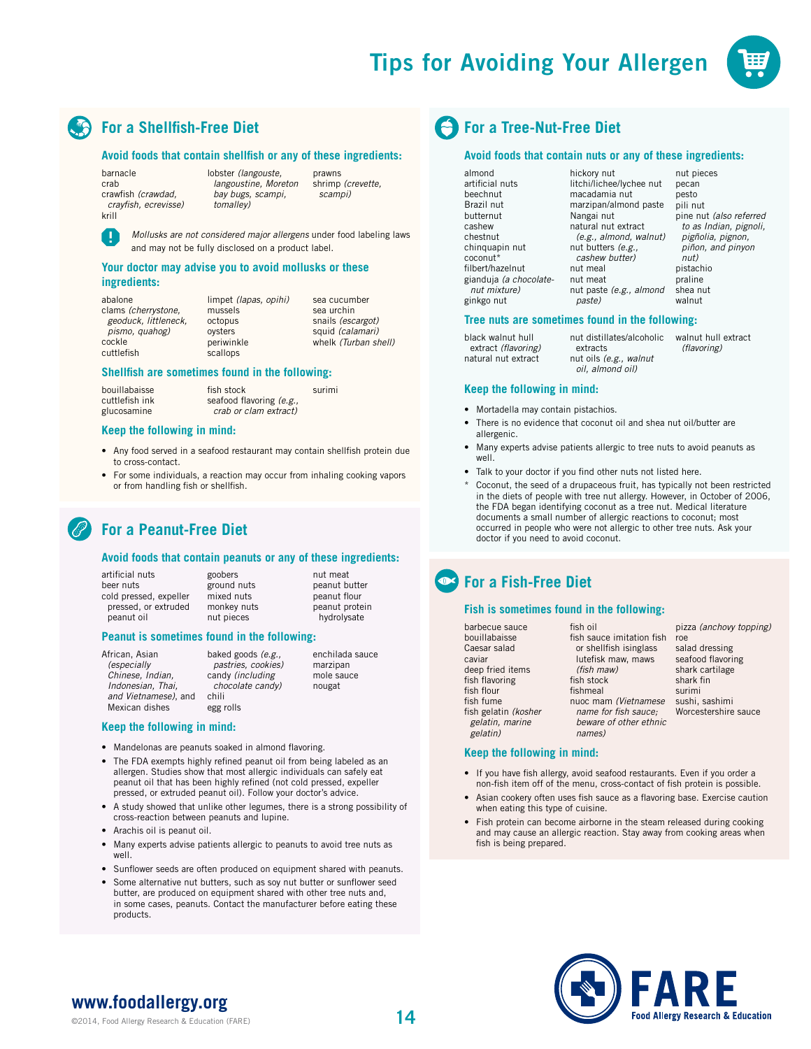# Tips for Avoiding Your Allergen

## For a Shellfish-Free Diet

### Avoid foods that contain shellfish or any of these ingredients:

- barnacle
- crab
- crawfish *(crawdad, crayfish, ecrevisse)*
- krill
- lobster *(langouste, langoustine, Moreton bay bugs, scampi, tomalley)*
- prawns
- shrimp *(crevette, scampi)*

! *Mollusks are not considered major allergens* under food labeling laws and may not be fully disclosed on a product label.

### Your doctor may advise you to avoid mollusks or these ingredients:

- abalone
- clams *(cherrystone, geoduck, littleneck, pismo, quahog)*
- cockle
- cuttlefish
- limpet *(lapas, opihi)*
- mussels
- octopus
- oysters
- periwinkle
- scallops
- sea cucumber
- sea urchin
- snails *(escargot)*
- squid *(calamari)*
- whelk *(Turban shell)*

### Shellfish are sometimes found in the following:

- bouillabaisse
- cuttlefish ink
- glucosamine
- fish stock
- seafood flavoring *(e.g., crab or clam extract)*
- surimi

### Keep the following in mind:

- Any food served in a seafood restaurant may contain shellfish protein due to cross-contact.
- For some individuals, a reaction may occur from inhaling cooking vapors or from handling fish or shellfish.

## For a Peanut-Free Diet

### Avoid foods that contain peanuts or any of these ingredients:

- artificial nuts
- beer nuts
- cold pressed, expeller pressed, or extruded peanut oil
- goobers
- ground nuts
- mixed nuts
- monkey nuts
- nut pieces
- nut meat
- peanut butter
- peanut flour
- peanut protein hydrolysate

### Peanut is sometimes found in the following:

- African, Asian *(especially Chinese, Indian, Indonesian, Thai, and Vietnamese)*, and Mexican dishes
- baked goods *(e.g., pastries, cookies)*
- candy *(including chocolate candy)*
- chili
- egg rolls
- enchilada sauce
- marzipan
- mole sauce
- nougat

### Keep the following in mind:

- Mandelonas are peanuts soaked in almond flavoring.
- The FDA exempts highly refined peanut oil from being labeled as an allergen. Studies show that most allergic individuals can safely eat peanut oil that has been highly refined (not cold pressed, expeller pressed, or extruded peanut oil). Follow your doctor's advice.
- A study showed that unlike other legumes, there is a strong possibility of cross-reaction between peanuts and lupine.
- Arachis oil is peanut oil.
- Many experts advise patients allergic to peanuts to avoid tree nuts as well.
- Sunflower seeds are often produced on equipment shared with peanuts.
- Some alternative nut butters, such as soy nut butter or sunflower seed butter, are produced on equipment shared with other tree nuts and, in some cases, peanuts. Contact the manufacturer before eating these products.

## For a Tree-Nut-Free Diet

### Avoid foods that contain nuts or any of these ingredients:

- almond
- artificial nuts
- beechnut
- Brazil nut
- butternut
- cashew
- chestnut
- chinquapin nut
- coconut*
- filbert/hazelnut
- gianduja *(a chocolate-nut mixture)*
- ginkgo nut
- hickory nut
- litchi/lichee/lychee nut
- macadamia nut
- marzipan/almond paste
- Nangai nut
- natural nut extract *(e.g., almond, walnut)*
- nut butters *(e.g., cashew butter)*
- nut meal
- nut meat
- nut paste *(e.g., almond paste)*
- nut pieces
- pecan
- pesto
- pili nut
- pine nut *(also referred to as Indian, pignoli, pigñolia, pignon, piñon, and pinyon nut)*
- pistachio
- praline
- shea nut
- walnut

### Tree nuts are sometimes found in the following:

- black walnut hull extract *(flavoring)*
- natural nut extract
- nut distillates/alcoholic extracts
- nut oils *(e.g., walnut oil, almond oil)*
- walnut hull extract *(flavoring)*

### Keep the following in mind:

- Mortadella may contain pistachios.
- There is no evidence that coconut oil and shea nut oil/butter are allergenic.
- Many experts advise patients allergic to tree nuts to avoid peanuts as well.
- Talk to your doctor if you find other nuts not listed here.

\* Coconut, the seed of a drupaceous fruit, has typically not been restricted in the diets of people with tree nut allergy. However, in October of 2006, the FDA began identifying coconut as a tree nut. Medical literature documents a small number of allergic reactions to coconut; most occurred in people who were not allergic to other tree nuts. Ask your doctor if you need to avoid coconut.

## For a Fish-Free Diet

### Fish is sometimes found in the following:

- barbecue sauce
- bouillabaisse
- Caesar salad
- caviar
- deep fried items
- fish flavoring
- fish flour
- fish fume
- fish gelatin *(kosher gelatin, marine gelatin)*
- fish oil
- fish sauce imitation fish or shellfish isinglass
- lutefisk maw, maws *(fish maw)*
- fish stock
- fishmeal
- nuoc mam *(Vietnamese name for fish sauce; beware of other ethnic names)*
- pizza *(anchovy topping)*
- roe
- salad dressing
- seafood flavoring
- shark cartilage
- shark fin
- surimi
- sushi, sashimi
- Worcestershire sauce

### Keep the following in mind:

- If you have fish allergy, avoid seafood restaurants. Even if you order a non-fish item off of the menu, cross-contact of fish protein is possible.
- Asian cookery often uses fish sauce as a flavoring base. Exercise caution when eating this type of cuisine.
- Fish protein can become airborne in the steam released during cooking and may cause an allergic reaction. Stay away from cooking areas when fish is being prepared.

**www.foodallergy.org**

©2014, Food Allergy Research & Education (FARE)

FARE Food Allergy Research & Education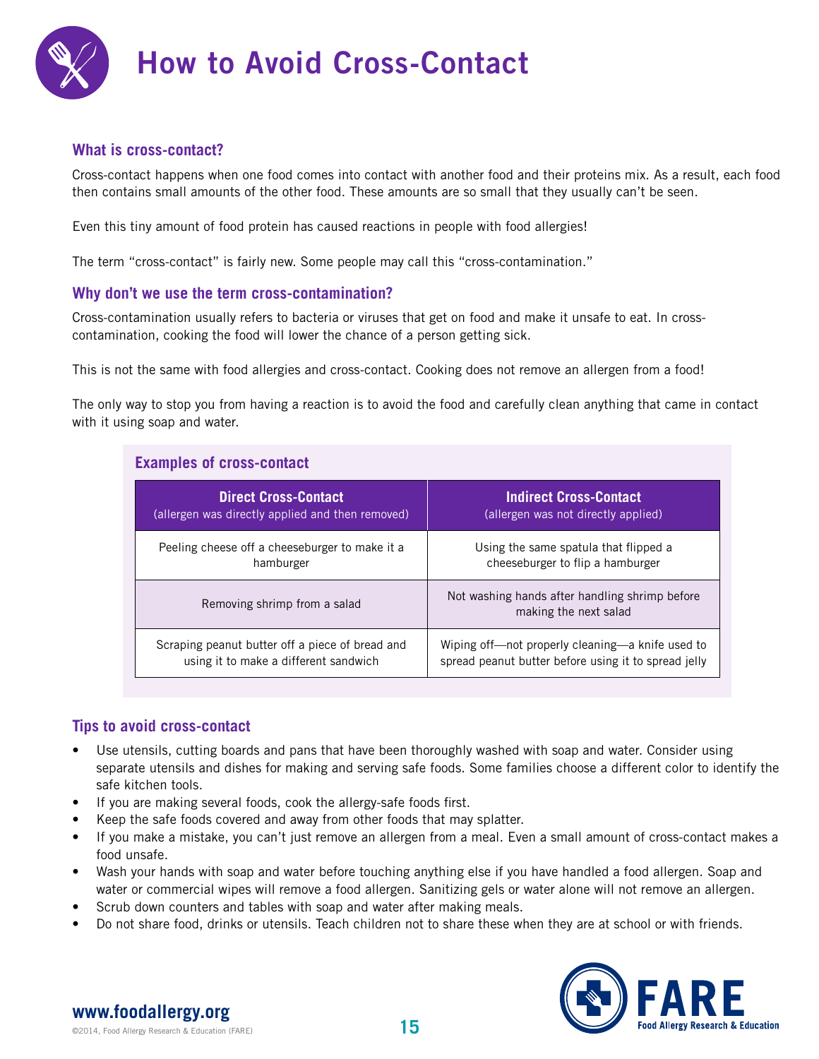# How to Avoid Cross-Contact

## What is cross-contact?

Cross-contact happens when one food comes into contact with another food and their proteins mix. As a result, each food then contains small amounts of the other food. These amounts are so small that they usually can't be seen.

Even this tiny amount of food protein has caused reactions in people with food allergies!

The term "cross-contact" is fairly new. Some people may call this "cross-contamination."

## Why don't we use the term cross-contamination?

Cross-contamination usually refers to bacteria or viruses that get on food and make it unsafe to eat. In cross-contamination, cooking the food will lower the chance of a person getting sick.

This is not the same with food allergies and cross-contact. Cooking does not remove an allergen from a food!

The only way to stop you from having a reaction is to avoid the food and carefully clean anything that came in contact with it using soap and water.

### Examples of cross-contact

| Direct Cross-Contact (allergen was directly applied and then removed) | Indirect Cross-Contact (allergen was not directly applied) |
|---|---|
| Peeling cheese off a cheeseburger to make it a hamburger | Using the same spatula that flipped a cheeseburger to flip a hamburger |
| Removing shrimp from a salad | Not washing hands after handling shrimp before making the next salad |
| Scraping peanut butter off a piece of bread and using it to make a different sandwich | Wiping off—not properly cleaning—a knife used to spread peanut butter before using it to spread jelly |

## Tips to avoid cross-contact

- Use utensils, cutting boards and pans that have been thoroughly washed with soap and water. Consider using separate utensils and dishes for making and serving safe foods. Some families choose a different color to identify the safe kitchen tools.
- If you are making several foods, cook the allergy-safe foods first.
- Keep the safe foods covered and away from other foods that may splatter.
- If you make a mistake, you can't just remove an allergen from a meal. Even a small amount of cross-contact makes a food unsafe.
- Wash your hands with soap and water before touching anything else if you have handled a food allergen. Soap and water or commercial wipes will remove a food allergen. Sanitizing gels or water alone will not remove an allergen.
- Scrub down counters and tables with soap and water after making meals.
- Do not share food, drinks or utensils. Teach children not to share these when they are at school or with friends.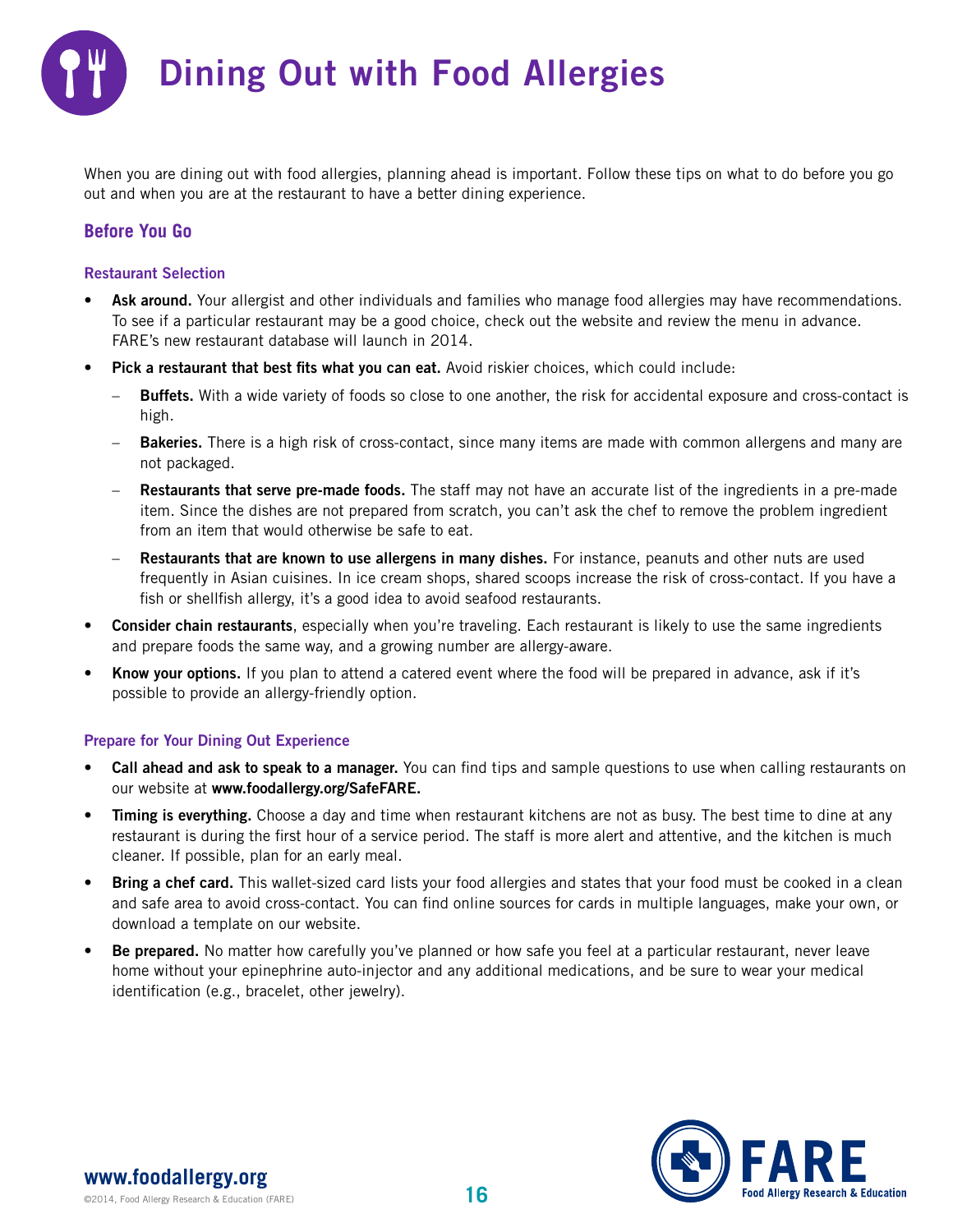# Dining Out with Food Allergies

When you are dining out with food allergies, planning ahead is important. Follow these tips on what to do before you go out and when you are at the restaurant to have a better dining experience.

## Before You Go

### Restaurant Selection

- **Ask around.** Your allergist and other individuals and families who manage food allergies may have recommendations. To see if a particular restaurant may be a good choice, check out the website and review the menu in advance. FARE's new restaurant database will launch in 2014.
- **Pick a restaurant that best fits what you can eat.** Avoid riskier choices, which could include:
  - **Buffets.** With a wide variety of foods so close to one another, the risk for accidental exposure and cross-contact is high.
  - **Bakeries.** There is a high risk of cross-contact, since many items are made with common allergens and many are not packaged.
  - **Restaurants that serve pre-made foods.** The staff may not have an accurate list of the ingredients in a pre-made item. Since the dishes are not prepared from scratch, you can't ask the chef to remove the problem ingredient from an item that would otherwise be safe to eat.
  - **Restaurants that are known to use allergens in many dishes.** For instance, peanuts and other nuts are used frequently in Asian cuisines. In ice cream shops, shared scoops increase the risk of cross-contact. If you have a fish or shellfish allergy, it's a good idea to avoid seafood restaurants.
- **Consider chain restaurants**, especially when you're traveling. Each restaurant is likely to use the same ingredients and prepare foods the same way, and a growing number are allergy-aware.
- **Know your options.** If you plan to attend a catered event where the food will be prepared in advance, ask if it's possible to provide an allergy-friendly option.

### Prepare for Your Dining Out Experience

- **Call ahead and ask to speak to a manager.** You can find tips and sample questions to use when calling restaurants on our website at **www.foodallergy.org/SafeFARE.**
- **Timing is everything.** Choose a day and time when restaurant kitchens are not as busy. The best time to dine at any restaurant is during the first hour of a service period. The staff is more alert and attentive, and the kitchen is much cleaner. If possible, plan for an early meal.
- **Bring a chef card.** This wallet-sized card lists your food allergies and states that your food must be cooked in a clean and safe area to avoid cross-contact. You can find online sources for cards in multiple languages, make your own, or download a template on our website.
- **Be prepared.** No matter how carefully you've planned or how safe you feel at a particular restaurant, never leave home without your epinephrine auto-injector and any additional medications, and be sure to wear your medical identification (e.g., bracelet, other jewelry).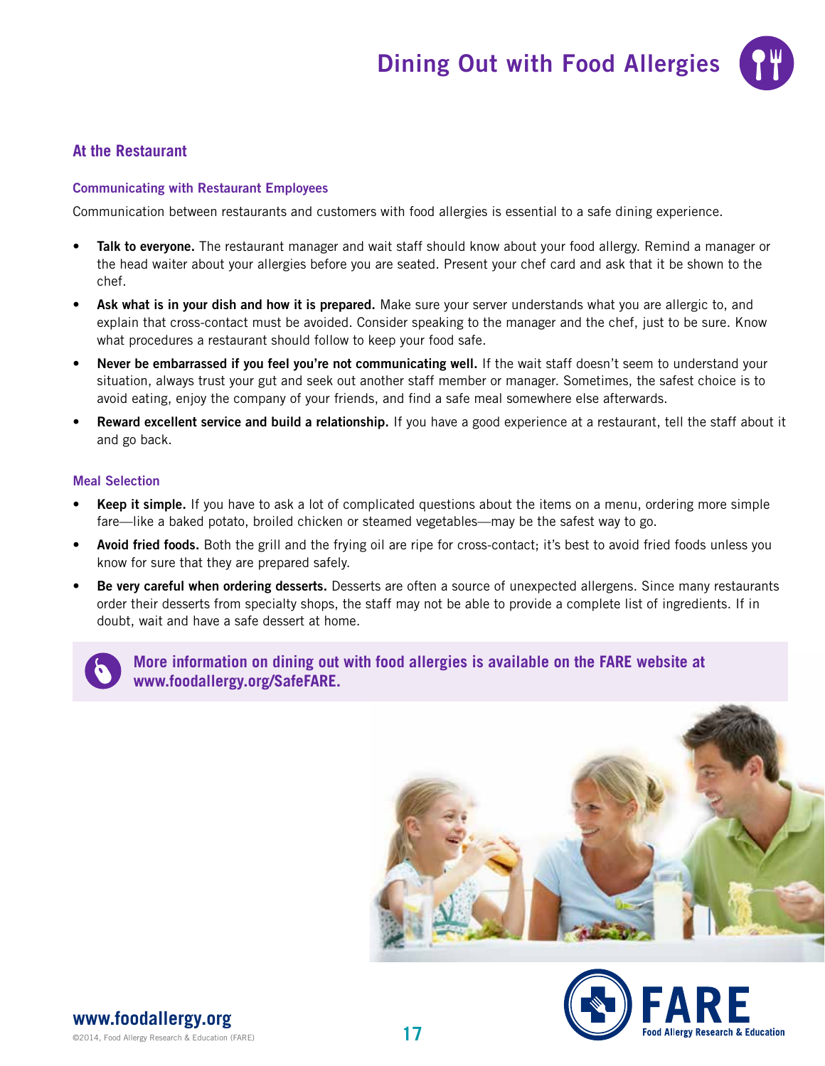# Dining Out with Food Allergies

## At the Restaurant

### Communicating with Restaurant Employees

Communication between restaurants and customers with food allergies is essential to a safe dining experience.

- **Talk to everyone.** The restaurant manager and wait staff should know about your food allergy. Remind a manager or the head waiter about your allergies before you are seated. Present your chef card and ask that it be shown to the chef.
- **Ask what is in your dish and how it is prepared.** Make sure your server understands what you are allergic to, and explain that cross-contact must be avoided. Consider speaking to the manager and the chef, just to be sure. Know what procedures a restaurant should follow to keep your food safe.
- **Never be embarrassed if you feel you're not communicating well.** If the wait staff doesn't seem to understand your situation, always trust your gut and seek out another staff member or manager. Sometimes, the safest choice is to avoid eating, enjoy the company of your friends, and find a safe meal somewhere else afterwards.
- **Reward excellent service and build a relationship.** If you have a good experience at a restaurant, tell the staff about it and go back.

### Meal Selection

- **Keep it simple.** If you have to ask a lot of complicated questions about the items on a menu, ordering more simple fare—like a baked potato, broiled chicken or steamed vegetables—may be the safest way to go.
- **Avoid fried foods.** Both the grill and the frying oil are ripe for cross-contact; it's best to avoid fried foods unless you know for sure that they are prepared safely.
- **Be very careful when ordering desserts.** Desserts are often a source of unexpected allergens. Since many restaurants order their desserts from specialty shops, the staff may not be able to provide a complete list of ingredients. If in doubt, wait and have a safe dessert at home.

**More information on dining out with food allergies is available on the FARE website at www.foodallergy.org/SafeFARE.**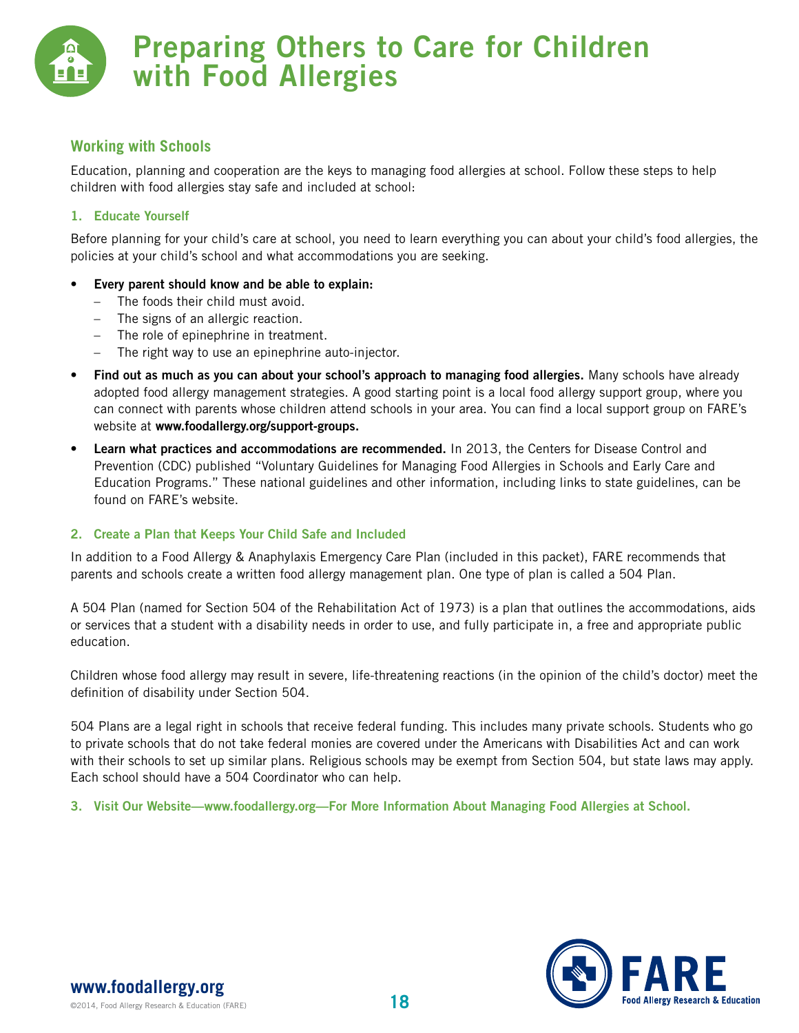# Preparing Others to Care for Children with Food Allergies

## Working with Schools

Education, planning and cooperation are the keys to managing food allergies at school. Follow these steps to help children with food allergies stay safe and included at school:

### 1. Educate Yourself

Before planning for your child's care at school, you need to learn everything you can about your child's food allergies, the policies at your child's school and what accommodations you are seeking.

- **Every parent should know and be able to explain:**
  - The foods their child must avoid.
  - The signs of an allergic reaction.
  - The role of epinephrine in treatment.
  - The right way to use an epinephrine auto-injector.
- **Find out as much as you can about your school's approach to managing food allergies.** Many schools have already adopted food allergy management strategies. A good starting point is a local food allergy support group, where you can connect with parents whose children attend schools in your area. You can find a local support group on FARE's website at **www.foodallergy.org/support-groups.**
- **Learn what practices and accommodations are recommended.** In 2013, the Centers for Disease Control and Prevention (CDC) published "Voluntary Guidelines for Managing Food Allergies in Schools and Early Care and Education Programs." These national guidelines and other information, including links to state guidelines, can be found on FARE's website.

### 2. Create a Plan that Keeps Your Child Safe and Included

In addition to a Food Allergy & Anaphylaxis Emergency Care Plan (included in this packet), FARE recommends that parents and schools create a written food allergy management plan. One type of plan is called a 504 Plan.

A 504 Plan (named for Section 504 of the Rehabilitation Act of 1973) is a plan that outlines the accommodations, aids or services that a student with a disability needs in order to use, and fully participate in, a free and appropriate public education.

Children whose food allergy may result in severe, life-threatening reactions (in the opinion of the child's doctor) meet the definition of disability under Section 504.

504 Plans are a legal right in schools that receive federal funding. This includes many private schools. Students who go to private schools that do not take federal monies are covered under the Americans with Disabilities Act and can work with their schools to set up similar plans. Religious schools may be exempt from Section 504, but state laws may apply. Each school should have a 504 Coordinator who can help.

### 3. Visit Our Website—www.foodallergy.org—For More Information About Managing Food Allergies at School.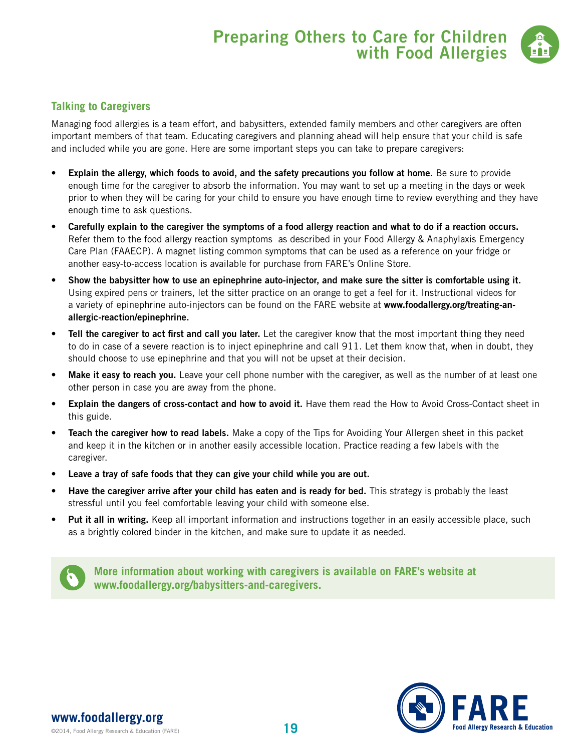# Preparing Others to Care for Children with Food Allergies

## Talking to Caregivers

Managing food allergies is a team effort, and babysitters, extended family members and other caregivers are often important members of that team. Educating caregivers and planning ahead will help ensure that your child is safe and included while you are gone. Here are some important steps you can take to prepare caregivers:

- **Explain the allergy, which foods to avoid, and the safety precautions you follow at home.** Be sure to provide enough time for the caregiver to absorb the information. You may want to set up a meeting in the days or week prior to when they will be caring for your child to ensure you have enough time to review everything and they have enough time to ask questions.
- **Carefully explain to the caregiver the symptoms of a food allergy reaction and what to do if a reaction occurs.** Refer them to the food allergy reaction symptoms as described in your Food Allergy & Anaphylaxis Emergency Care Plan (FAAECP). A magnet listing common symptoms that can be used as a reference on your fridge or another easy-to-access location is available for purchase from FARE's Online Store.
- **Show the babysitter how to use an epinephrine auto-injector, and make sure the sitter is comfortable using it.** Using expired pens or trainers, let the sitter practice on an orange to get a feel for it. Instructional videos for a variety of epinephrine auto-injectors can be found on the FARE website at **www.foodallergy.org/treating-an-allergic-reaction/epinephrine.**
- **Tell the caregiver to act first and call you later.** Let the caregiver know that the most important thing they need to do in case of a severe reaction is to inject epinephrine and call 911. Let them know that, when in doubt, they should choose to use epinephrine and that you will not be upset at their decision.
- **Make it easy to reach you.** Leave your cell phone number with the caregiver, as well as the number of at least one other person in case you are away from the phone.
- **Explain the dangers of cross-contact and how to avoid it.** Have them read the How to Avoid Cross-Contact sheet in this guide.
- **Teach the caregiver how to read labels.** Make a copy of the Tips for Avoiding Your Allergen sheet in this packet and keep it in the kitchen or in another easily accessible location. Practice reading a few labels with the caregiver.
- **Leave a tray of safe foods that they can give your child while you are out.**
- **Have the caregiver arrive after your child has eaten and is ready for bed.** This strategy is probably the least stressful until you feel comfortable leaving your child with someone else.
- **Put it all in writing.** Keep all important information and instructions together in an easily accessible place, such as a brightly colored binder in the kitchen, and make sure to update it as needed.

**More information about working with caregivers is available on FARE's website at www.foodallergy.org/babysitters-and-caregivers.**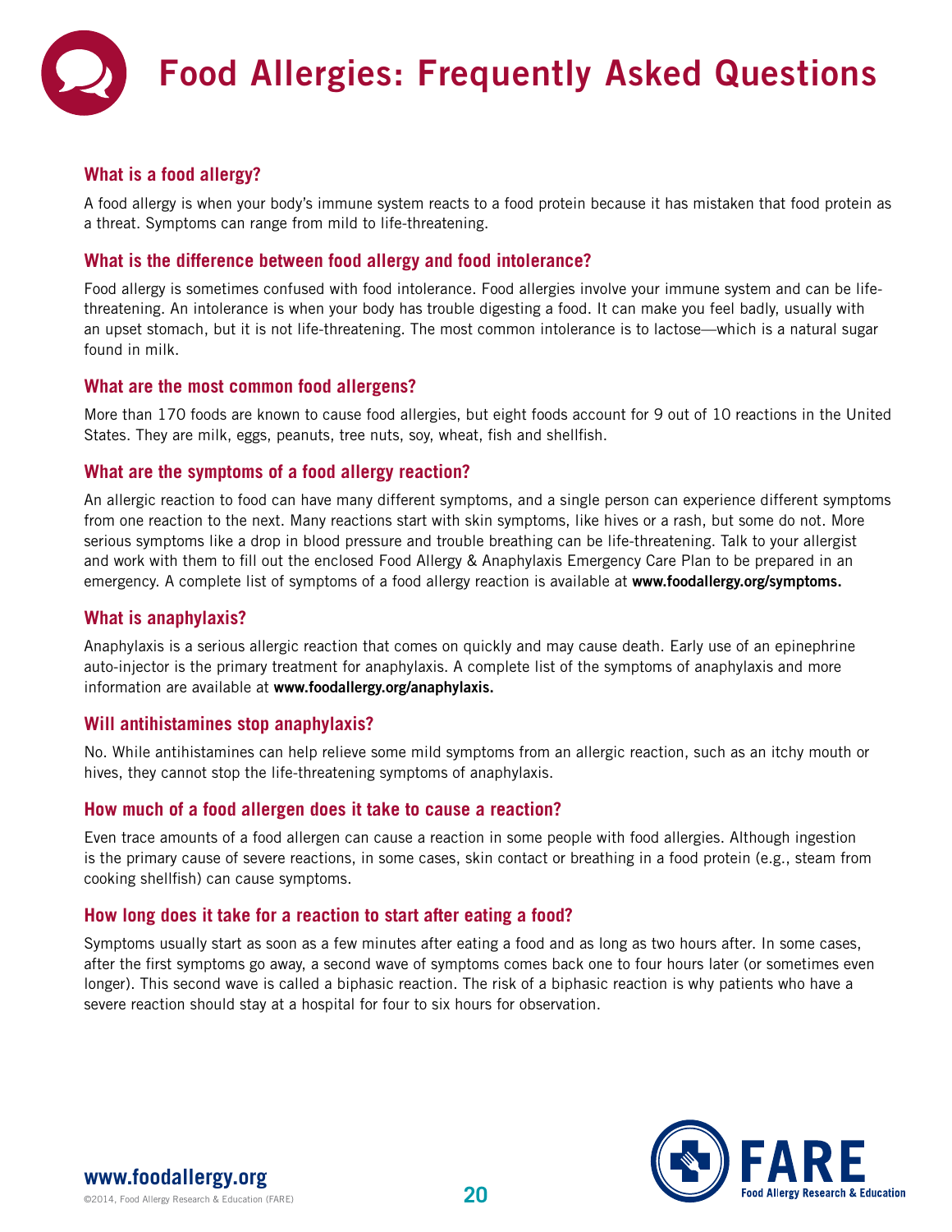# Food Allergies: Frequently Asked Questions

### What is a food allergy?

A food allergy is when your body's immune system reacts to a food protein because it has mistaken that food protein as a threat. Symptoms can range from mild to life-threatening.

### What is the difference between food allergy and food intolerance?

Food allergy is sometimes confused with food intolerance. Food allergies involve your immune system and can be life-threatening. An intolerance is when your body has trouble digesting a food. It can make you feel badly, usually with an upset stomach, but it is not life-threatening. The most common intolerance is to lactose—which is a natural sugar found in milk.

### What are the most common food allergens?

More than 170 foods are known to cause food allergies, but eight foods account for 9 out of 10 reactions in the United States. They are milk, eggs, peanuts, tree nuts, soy, wheat, fish and shellfish.

### What are the symptoms of a food allergy reaction?

An allergic reaction to food can have many different symptoms, and a single person can experience different symptoms from one reaction to the next. Many reactions start with skin symptoms, like hives or a rash, but some do not. More serious symptoms like a drop in blood pressure and trouble breathing can be life-threatening. Talk to your allergist and work with them to fill out the enclosed Food Allergy & Anaphylaxis Emergency Care Plan to be prepared in an emergency. A complete list of symptoms of a food allergy reaction is available at **www.foodallergy.org/symptoms.**

### What is anaphylaxis?

Anaphylaxis is a serious allergic reaction that comes on quickly and may cause death. Early use of an epinephrine auto-injector is the primary treatment for anaphylaxis. A complete list of the symptoms of anaphylaxis and more information are available at **www.foodallergy.org/anaphylaxis.**

### Will antihistamines stop anaphylaxis?

No. While antihistamines can help relieve some mild symptoms from an allergic reaction, such as an itchy mouth or hives, they cannot stop the life-threatening symptoms of anaphylaxis.

### How much of a food allergen does it take to cause a reaction?

Even trace amounts of a food allergen can cause a reaction in some people with food allergies. Although ingestion is the primary cause of severe reactions, in some cases, skin contact or breathing in a food protein (e.g., steam from cooking shellfish) can cause symptoms.

### How long does it take for a reaction to start after eating a food?

Symptoms usually start as soon as a few minutes after eating a food and as long as two hours after. In some cases, after the first symptoms go away, a second wave of symptoms comes back one to four hours later (or sometimes even longer). This second wave is called a biphasic reaction. The risk of a biphasic reaction is why patients who have a severe reaction should stay at a hospital for four to six hours for observation.

**www.foodallergy.org**
©2014, Food Allergy Research & Education (FARE)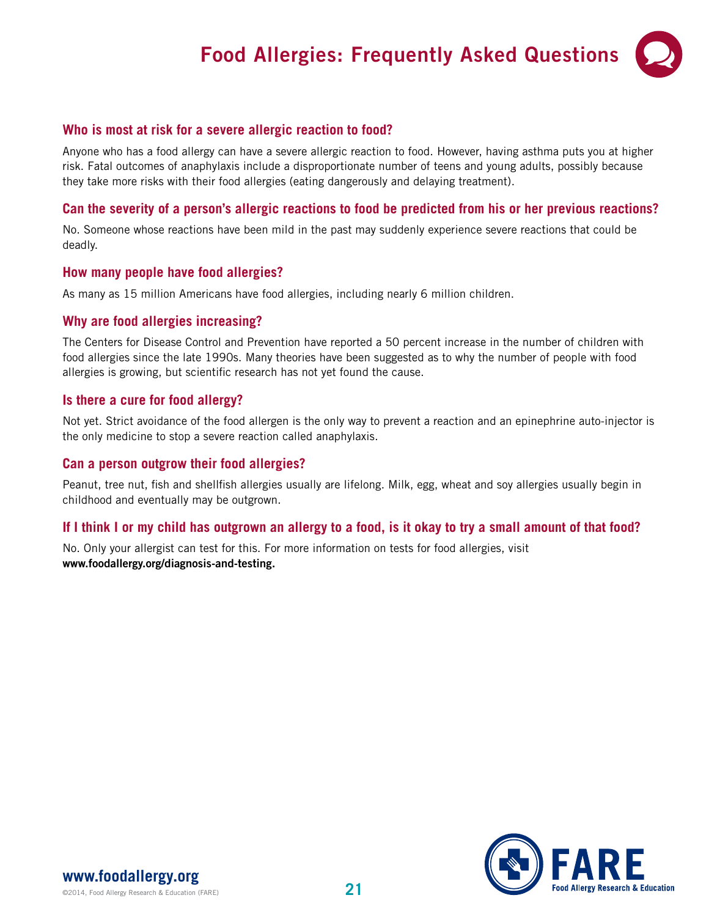# Food Allergies: Frequently Asked Questions

### Who is most at risk for a severe allergic reaction to food?

Anyone who has a food allergy can have a severe allergic reaction to food. However, having asthma puts you at higher risk. Fatal outcomes of anaphylaxis include a disproportionate number of teens and young adults, possibly because they take more risks with their food allergies (eating dangerously and delaying treatment).

### Can the severity of a person's allergic reactions to food be predicted from his or her previous reactions?

No. Someone whose reactions have been mild in the past may suddenly experience severe reactions that could be deadly.

### How many people have food allergies?

As many as 15 million Americans have food allergies, including nearly 6 million children.

### Why are food allergies increasing?

The Centers for Disease Control and Prevention have reported a 50 percent increase in the number of children with food allergies since the late 1990s. Many theories have been suggested as to why the number of people with food allergies is growing, but scientific research has not yet found the cause.

### Is there a cure for food allergy?

Not yet. Strict avoidance of the food allergen is the only way to prevent a reaction and an epinephrine auto-injector is the only medicine to stop a severe reaction called anaphylaxis.

### Can a person outgrow their food allergies?

Peanut, tree nut, fish and shellfish allergies usually are lifelong. Milk, egg, wheat and soy allergies usually begin in childhood and eventually may be outgrown.

### If I think I or my child has outgrown an allergy to a food, is it okay to try a small amount of that food?

No. Only your allergist can test for this. For more information on tests for food allergies, visit **www.foodallergy.org/diagnosis-and-testing.**

**www.foodallergy.org**

©2014, Food Allergy Research & Education (FARE)

**FARE** Food Allergy Research & Education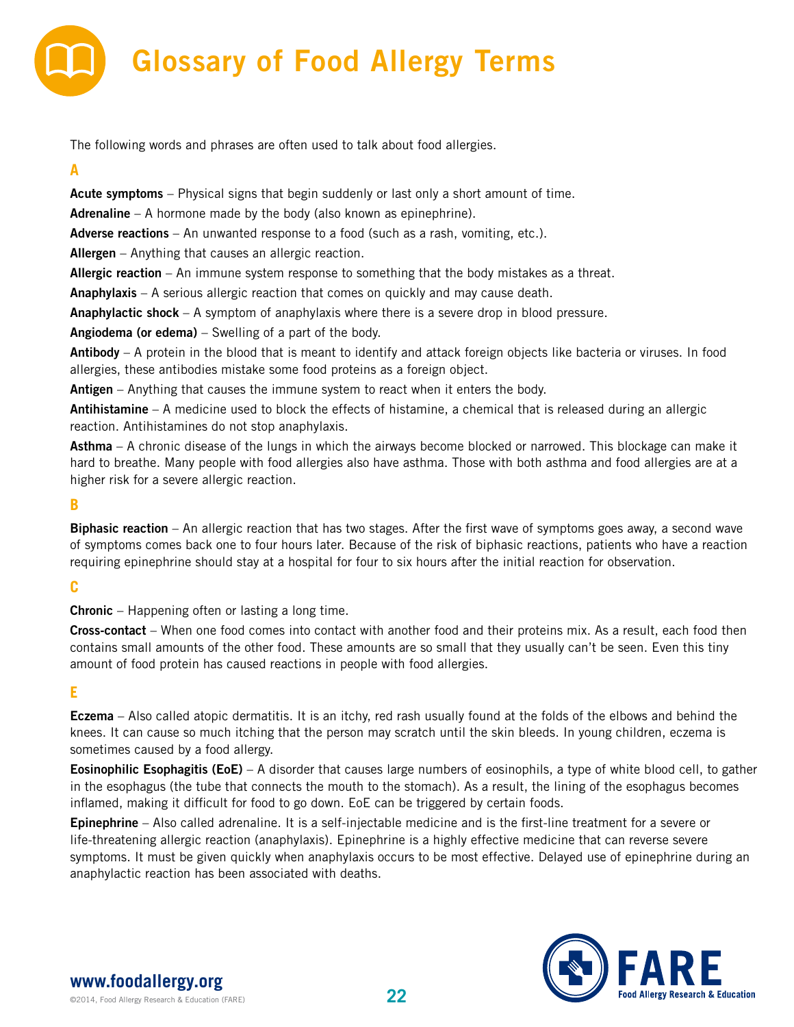# Glossary of Food Allergy Terms

The following words and phrases are often used to talk about food allergies.

## A

**Acute symptoms** – Physical signs that begin suddenly or last only a short amount of time.

**Adrenaline** – A hormone made by the body (also known as epinephrine).

**Adverse reactions** – An unwanted response to a food (such as a rash, vomiting, etc.).

**Allergen** – Anything that causes an allergic reaction.

**Allergic reaction** – An immune system response to something that the body mistakes as a threat.

**Anaphylaxis** – A serious allergic reaction that comes on quickly and may cause death.

**Anaphylactic shock** – A symptom of anaphylaxis where there is a severe drop in blood pressure.

**Angiodema (or edema)** – Swelling of a part of the body.

**Antibody** – A protein in the blood that is meant to identify and attack foreign objects like bacteria or viruses. In food allergies, these antibodies mistake some food proteins as a foreign object.

**Antigen** – Anything that causes the immune system to react when it enters the body.

**Antihistamine** – A medicine used to block the effects of histamine, a chemical that is released during an allergic reaction. Antihistamines do not stop anaphylaxis.

**Asthma** – A chronic disease of the lungs in which the airways become blocked or narrowed. This blockage can make it hard to breathe. Many people with food allergies also have asthma. Those with both asthma and food allergies are at a higher risk for a severe allergic reaction.

## B

**Biphasic reaction** – An allergic reaction that has two stages. After the first wave of symptoms goes away, a second wave of symptoms comes back one to four hours later. Because of the risk of biphasic reactions, patients who have a reaction requiring epinephrine should stay at a hospital for four to six hours after the initial reaction for observation.

## C

**Chronic** – Happening often or lasting a long time.

**Cross-contact** – When one food comes into contact with another food and their proteins mix. As a result, each food then contains small amounts of the other food. These amounts are so small that they usually can't be seen. Even this tiny amount of food protein has caused reactions in people with food allergies.

## E

**Eczema** – Also called atopic dermatitis. It is an itchy, red rash usually found at the folds of the elbows and behind the knees. It can cause so much itching that the person may scratch until the skin bleeds. In young children, eczema is sometimes caused by a food allergy.

**Eosinophilic Esophagitis (EoE)** – A disorder that causes large numbers of eosinophils, a type of white blood cell, to gather in the esophagus (the tube that connects the mouth to the stomach). As a result, the lining of the esophagus becomes inflamed, making it difficult for food to go down. EoE can be triggered by certain foods.

**Epinephrine** – Also called adrenaline. It is a self-injectable medicine and is the first-line treatment for a severe or life-threatening allergic reaction (anaphylaxis). Epinephrine is a highly effective medicine that can reverse severe symptoms. It must be given quickly when anaphylaxis occurs to be most effective. Delayed use of epinephrine during an anaphylactic reaction has been associated with deaths.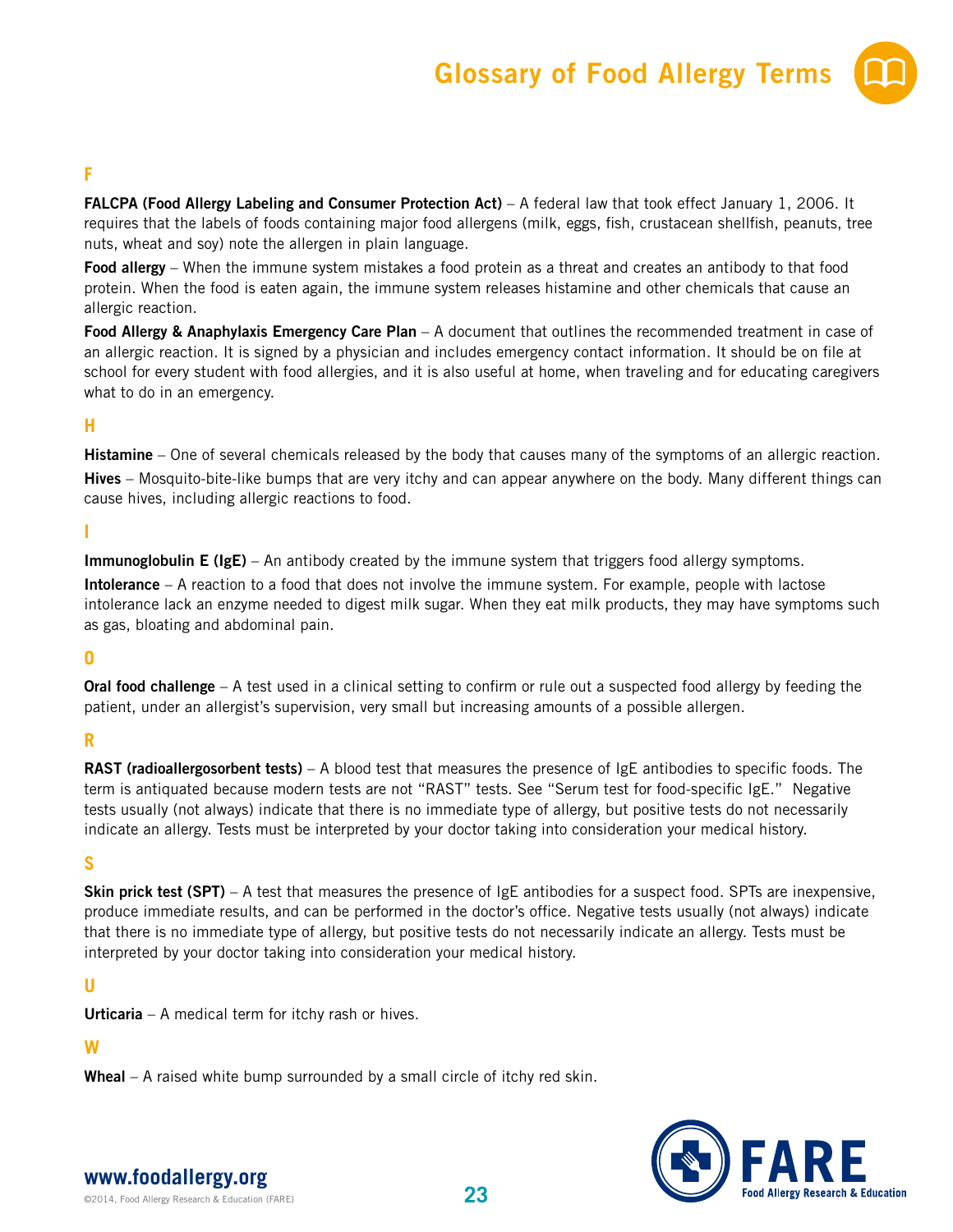# Glossary of Food Allergy Terms

## F

**FALCPA (Food Allergy Labeling and Consumer Protection Act)** – A federal law that took effect January 1, 2006. It requires that the labels of foods containing major food allergens (milk, eggs, fish, crustacean shellfish, peanuts, tree nuts, wheat and soy) note the allergen in plain language.

**Food allergy** – When the immune system mistakes a food protein as a threat and creates an antibody to that food protein. When the food is eaten again, the immune system releases histamine and other chemicals that cause an allergic reaction.

**Food Allergy & Anaphylaxis Emergency Care Plan** – A document that outlines the recommended treatment in case of an allergic reaction. It is signed by a physician and includes emergency contact information. It should be on file at school for every student with food allergies, and it is also useful at home, when traveling and for educating caregivers what to do in an emergency.

## H

**Histamine** – One of several chemicals released by the body that causes many of the symptoms of an allergic reaction.

**Hives** – Mosquito-bite-like bumps that are very itchy and can appear anywhere on the body. Many different things can cause hives, including allergic reactions to food.

## I

**Immunoglobulin E (IgE)** – An antibody created by the immune system that triggers food allergy symptoms.

**Intolerance** – A reaction to a food that does not involve the immune system. For example, people with lactose intolerance lack an enzyme needed to digest milk sugar. When they eat milk products, they may have symptoms such as gas, bloating and abdominal pain.

## O

**Oral food challenge** – A test used in a clinical setting to confirm or rule out a suspected food allergy by feeding the patient, under an allergist's supervision, very small but increasing amounts of a possible allergen.

## R

**RAST (radioallergosorbent tests)** – A blood test that measures the presence of IgE antibodies to specific foods. The term is antiquated because modern tests are not "RAST" tests. See "Serum test for food-specific IgE." Negative tests usually (not always) indicate that there is no immediate type of allergy, but positive tests do not necessarily indicate an allergy. Tests must be interpreted by your doctor taking into consideration your medical history.

## S

**Skin prick test (SPT)** – A test that measures the presence of IgE antibodies for a suspect food. SPTs are inexpensive, produce immediate results, and can be performed in the doctor's office. Negative tests usually (not always) indicate that there is no immediate type of allergy, but positive tests do not necessarily indicate an allergy. Tests must be interpreted by your doctor taking into consideration your medical history.

## U

**Urticaria** – A medical term for itchy rash or hives.

## W

**Wheal** – A raised white bump surrounded by a small circle of itchy red skin.

**www.foodallergy.org**

©2014, Food Allergy Research & Education (FARE)

FARE Food Allergy Research & Education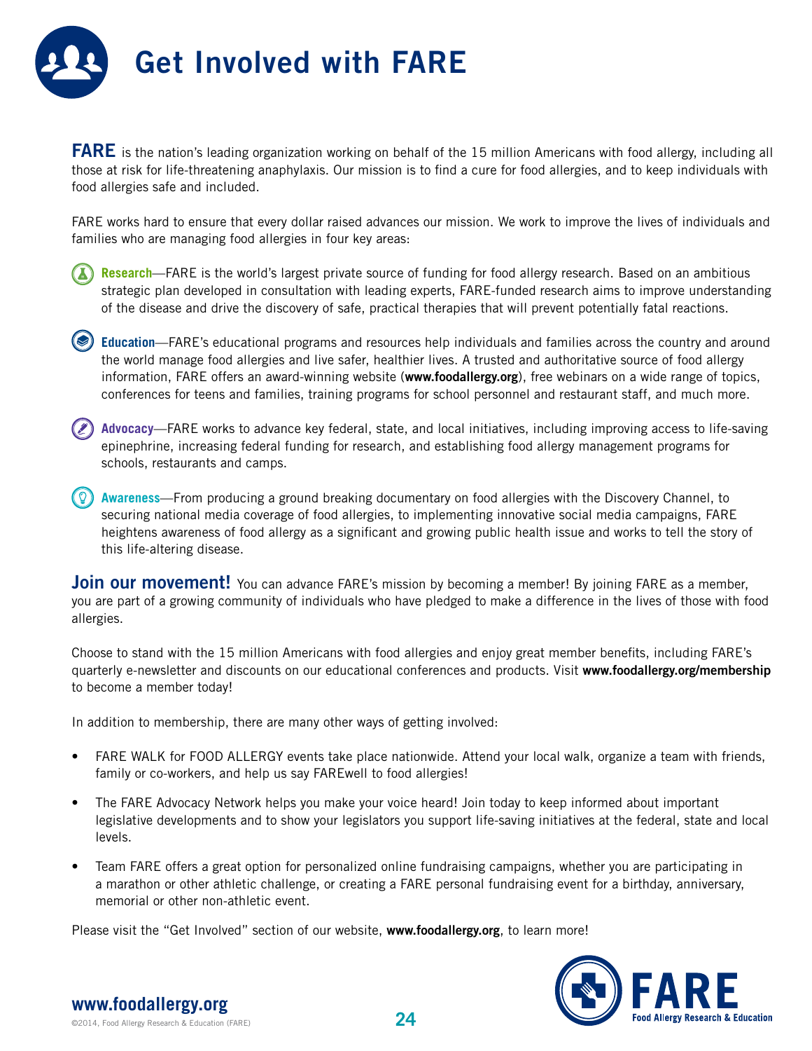# Get Involved with FARE

**FARE** is the nation's leading organization working on behalf of the 15 million Americans with food allergy, including all those at risk for life-threatening anaphylaxis. Our mission is to find a cure for food allergies, and to keep individuals with food allergies safe and included.

FARE works hard to ensure that every dollar raised advances our mission. We work to improve the lives of individuals and families who are managing food allergies in four key areas:

**Research**—FARE is the world's largest private source of funding for food allergy research. Based on an ambitious strategic plan developed in consultation with leading experts, FARE-funded research aims to improve understanding of the disease and drive the discovery of safe, practical therapies that will prevent potentially fatal reactions.

**Education**—FARE's educational programs and resources help individuals and families across the country and around the world manage food allergies and live safer, healthier lives. A trusted and authoritative source of food allergy information, FARE offers an award-winning website (**www.foodallergy.org**), free webinars on a wide range of topics, conferences for teens and families, training programs for school personnel and restaurant staff, and much more.

**Advocacy**—FARE works to advance key federal, state, and local initiatives, including improving access to life-saving epinephrine, increasing federal funding for research, and establishing food allergy management programs for schools, restaurants and camps.

**Awareness**—From producing a ground breaking documentary on food allergies with the Discovery Channel, to securing national media coverage of food allergies, to implementing innovative social media campaigns, FARE heightens awareness of food allergy as a significant and growing public health issue and works to tell the story of this life-altering disease.

**Join our movement!** You can advance FARE's mission by becoming a member! By joining FARE as a member, you are part of a growing community of individuals who have pledged to make a difference in the lives of those with food allergies.

Choose to stand with the 15 million Americans with food allergies and enjoy great member benefits, including FARE's quarterly e-newsletter and discounts on our educational conferences and products. Visit **www.foodallergy.org/membership** to become a member today!

In addition to membership, there are many other ways of getting involved:

- FARE WALK for FOOD ALLERGY events take place nationwide. Attend your local walk, organize a team with friends, family or co-workers, and help us say FAREwell to food allergies!
- The FARE Advocacy Network helps you make your voice heard! Join today to keep informed about important legislative developments and to show your legislators you support life-saving initiatives at the federal, state and local levels.
- Team FARE offers a great option for personalized online fundraising campaigns, whether you are participating in a marathon or other athletic challenge, or creating a FARE personal fundraising event for a birthday, anniversary, memorial or other non-athletic event.

Please visit the "Get Involved" section of our website, **www.foodallergy.org**, to learn more!

**www.foodallergy.org**

©2014, Food Allergy Research & Education (FARE)

**FARE** Food Allergy Research & Education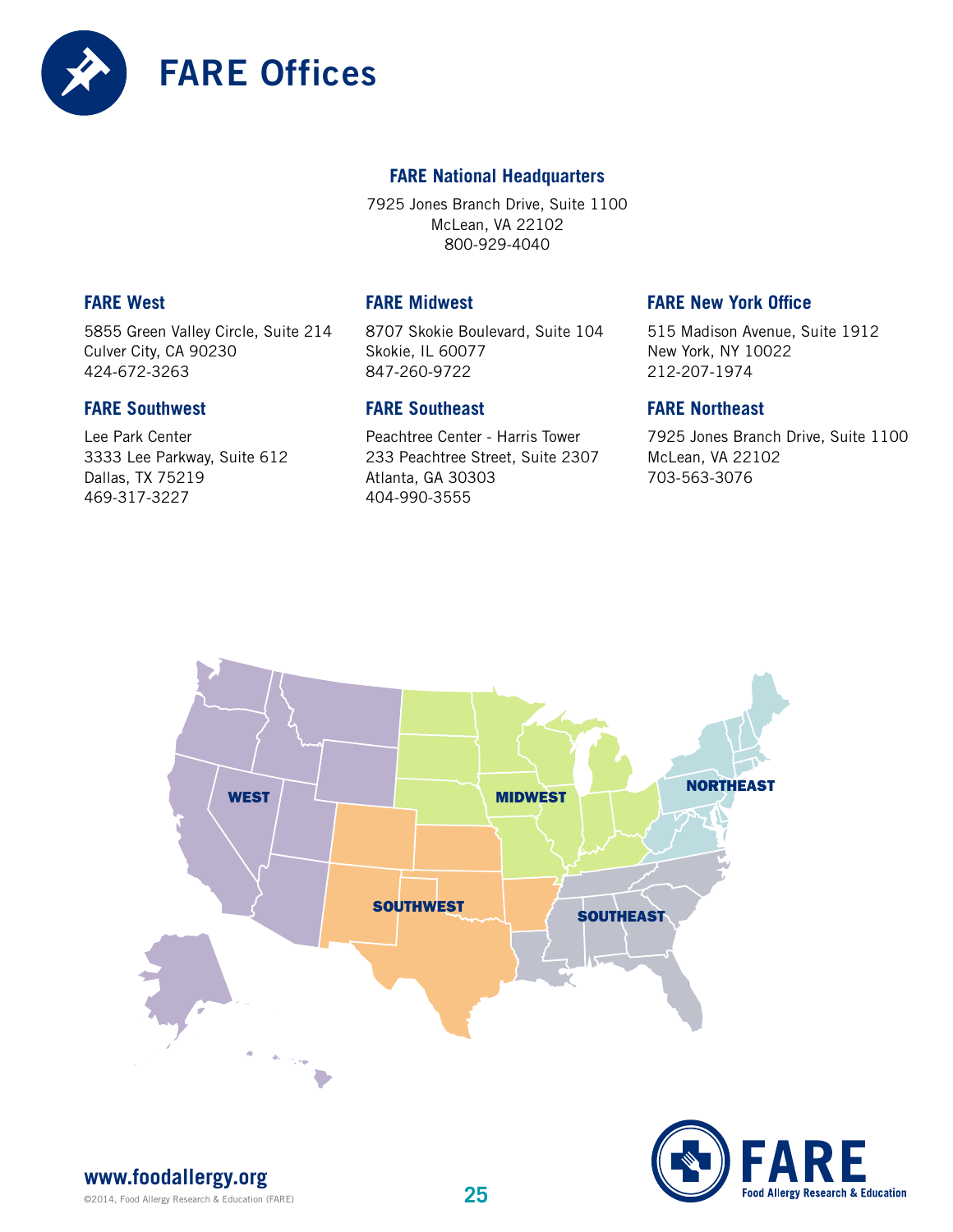# FARE Offices

### FARE National Headquarters

7925 Jones Branch Drive, Suite 1100
McLean, VA 22102
800-929-4040

### FARE West

5855 Green Valley Circle, Suite 214
Culver City, CA 90230
424-672-3263

### FARE Southwest

Lee Park Center
3333 Lee Parkway, Suite 612
Dallas, TX 75219
469-317-3227

### FARE Midwest

8707 Skokie Boulevard, Suite 104
Skokie, IL 60077
847-260-9722

### FARE Southeast

Peachtree Center - Harris Tower
233 Peachtree Street, Suite 2307
Atlanta, GA 30303
404-990-3555

### FARE New York Office

515 Madison Avenue, Suite 1912
New York, NY 10022
212-207-1974

### FARE Northeast

7925 Jones Branch Drive, Suite 1100
McLean, VA 22102
703-563-3076

WEST MIDWEST NORTHEAST SOUTHWEST SOUTHEAST

**www.foodallergy.org**

©2014, Food Allergy Research & Education (FARE)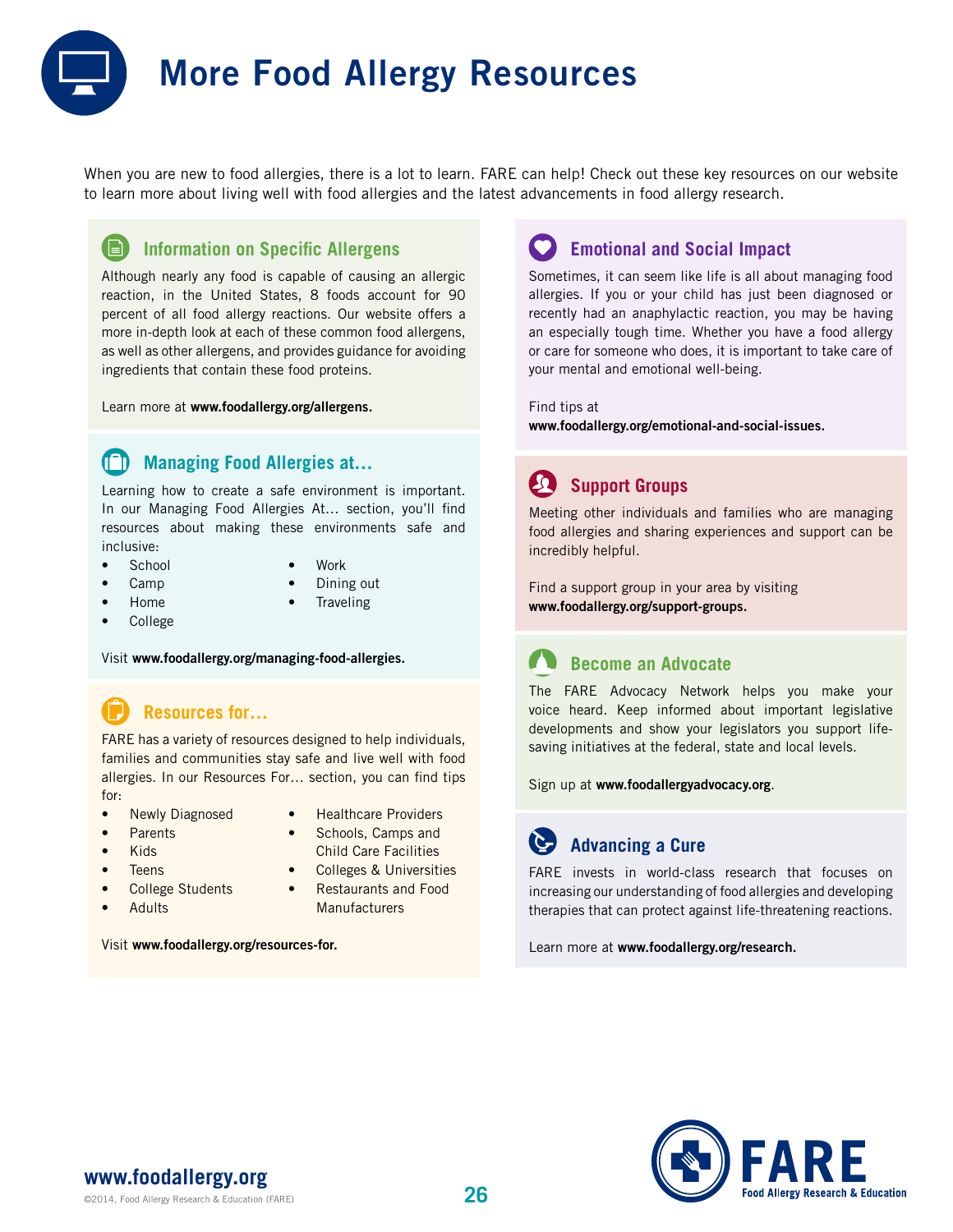# More Food Allergy Resources

When you are new to food allergies, there is a lot to learn. FARE can help! Check out these key resources on our website to learn more about living well with food allergies and the latest advancements in food allergy research.

## Information on Specific Allergens

Although nearly any food is capable of causing an allergic reaction, in the United States, 8 foods account for 90 percent of all food allergy reactions. Our website offers a more in-depth look at each of these common food allergens, as well as other allergens, and provides guidance for avoiding ingredients that contain these food proteins.

Learn more at **www.foodallergy.org/allergens.**

## Managing Food Allergies at…

Learning how to create a safe environment is important. In our Managing Food Allergies At… section, you'll find resources about making these environments safe and inclusive:

- School
- Camp
- Home
- College
- Work
- Dining out
- Traveling

Visit **www.foodallergy.org/managing-food-allergies.**

## Resources for…

FARE has a variety of resources designed to help individuals, families and communities stay safe and live well with food allergies. In our Resources For… section, you can find tips for:

- Newly Diagnosed
- Parents
- Kids
- Teens
- College Students
- Adults
- Healthcare Providers
- Schools, Camps and Child Care Facilities
- Colleges & Universities
- Restaurants and Food Manufacturers

Visit **www.foodallergy.org/resources-for.**

## Emotional and Social Impact

Sometimes, it can seem like life is all about managing food allergies. If you or your child has just been diagnosed or recently had an anaphylactic reaction, you may be having an especially tough time. Whether you have a food allergy or care for someone who does, it is important to take care of your mental and emotional well-being.

Find tips at **www.foodallergy.org/emotional-and-social-issues.**

## Support Groups

Meeting other individuals and families who are managing food allergies and sharing experiences and support can be incredibly helpful.

Find a support group in your area by visiting **www.foodallergy.org/support-groups.**

## Become an Advocate

The FARE Advocacy Network helps you make your voice heard. Keep informed about important legislative developments and show your legislators you support life-saving initiatives at the federal, state and local levels.

Sign up at **www.foodallergyadvocacy.org**.

## Advancing a Cure

FARE invests in world-class research that focuses on increasing our understanding of food allergies and developing therapies that can protect against life-threatening reactions.

Learn more at **www.foodallergy.org/research.**

**www.foodallergy.org**

©2014, Food Allergy Research & Education (FARE)

FARE Food Allergy Research & Education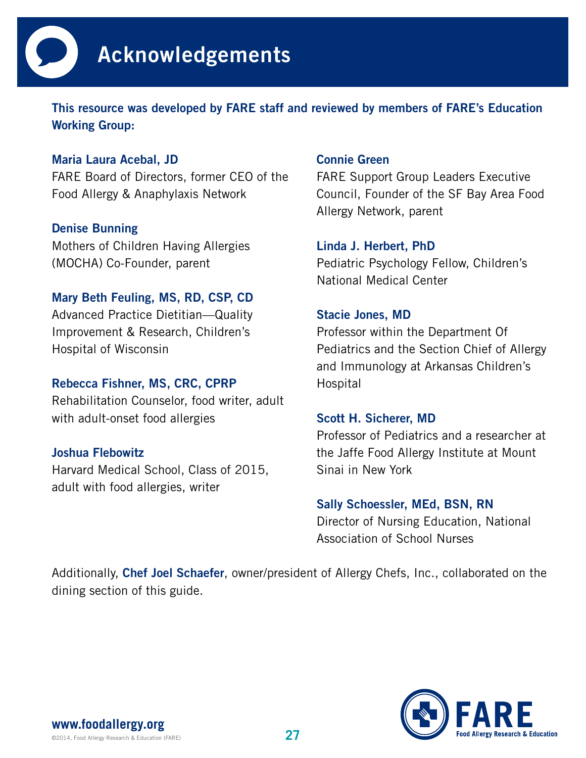# Acknowledgements

**This resource was developed by FARE staff and reviewed by members of FARE's Education Working Group:**

**Maria Laura Acebal, JD**
FARE Board of Directors, former CEO of the Food Allergy & Anaphylaxis Network

**Denise Bunning**
Mothers of Children Having Allergies (MOCHA) Co-Founder, parent

**Mary Beth Feuling, MS, RD, CSP, CD**
Advanced Practice Dietitian—Quality Improvement & Research, Children's Hospital of Wisconsin

**Rebecca Fishner, MS, CRC, CPRP**
Rehabilitation Counselor, food writer, adult with adult-onset food allergies

**Joshua Flebowitz**
Harvard Medical School, Class of 2015, adult with food allergies, writer

**Connie Green**
FARE Support Group Leaders Executive Council, Founder of the SF Bay Area Food Allergy Network, parent

**Linda J. Herbert, PhD**
Pediatric Psychology Fellow, Children's National Medical Center

**Stacie Jones, MD**
Professor within the Department Of Pediatrics and the Section Chief of Allergy and Immunology at Arkansas Children's Hospital

**Scott H. Sicherer, MD**
Professor of Pediatrics and a researcher at the Jaffe Food Allergy Institute at Mount Sinai in New York

**Sally Schoessler, MEd, BSN, RN**
Director of Nursing Education, National Association of School Nurses

Additionally, **Chef Joel Schaefer**, owner/president of Allergy Chefs, Inc., collaborated on the dining section of this guide.

**www.foodallergy.org**
©2014, Food Allergy Research & Education (FARE)

FARE Food Allergy Research & Education